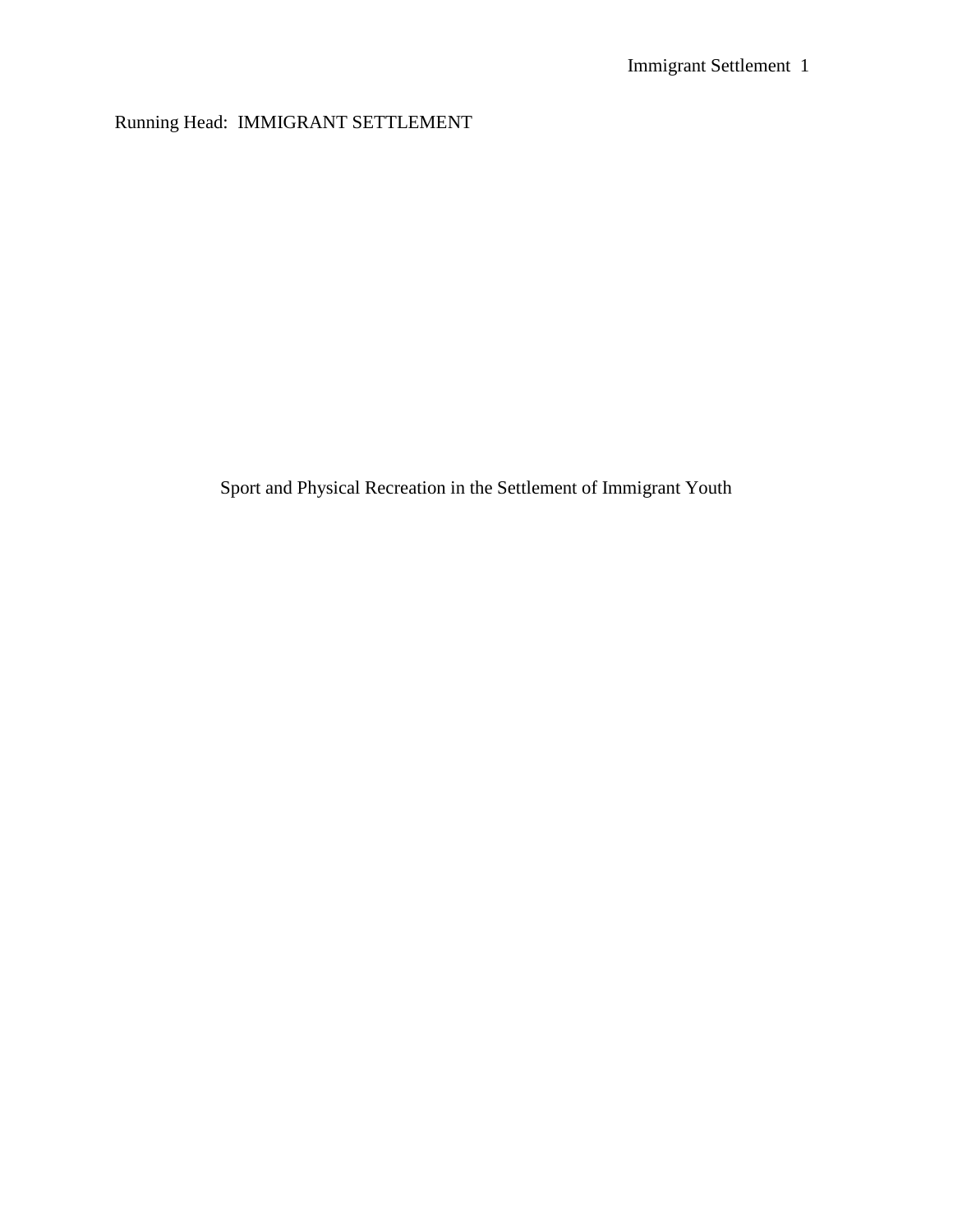Running Head: IMMIGRANT SETTLEMENT

# Sport and Physical Recreation in the Settlement of Immigrant Youth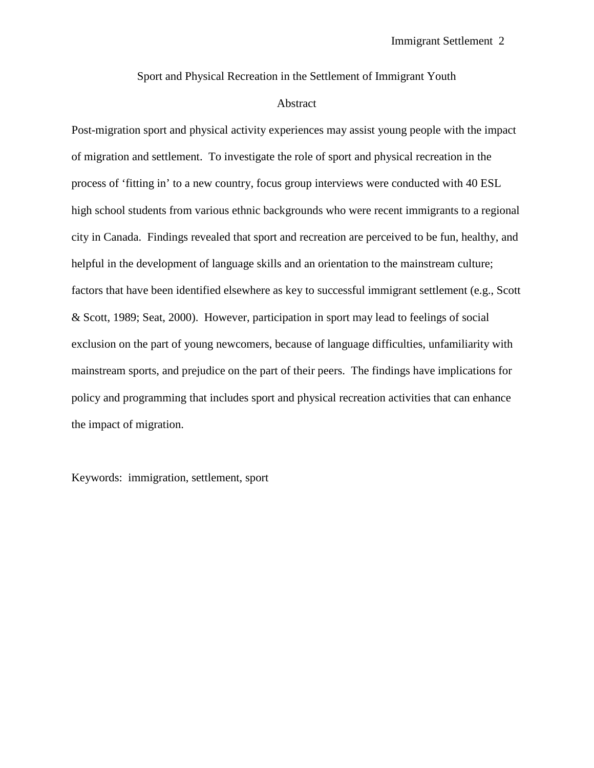# Sport and Physical Recreation in the Settlement of Immigrant Youth

## Abstract

Post-migration sport and physical activity experiences may assist young people with the impact of migration and settlement. To investigate the role of sport and physical recreation in the process of 'fitting in' to a new country, focus group interviews were conducted with 40 ESL high school students from various ethnic backgrounds who were recent immigrants to a regional city in Canada. Findings revealed that sport and recreation are perceived to be fun, healthy, and helpful in the development of language skills and an orientation to the mainstream culture; factors that have been identified elsewhere as key to successful immigrant settlement (e.g., Scott & Scott, 1989; Seat, 2000). However, participation in sport may lead to feelings of social exclusion on the part of young newcomers, because of language difficulties, unfamiliarity with mainstream sports, and prejudice on the part of their peers. The findings have implications for policy and programming that includes sport and physical recreation activities that can enhance the impact of migration.

Keywords: immigration, settlement, sport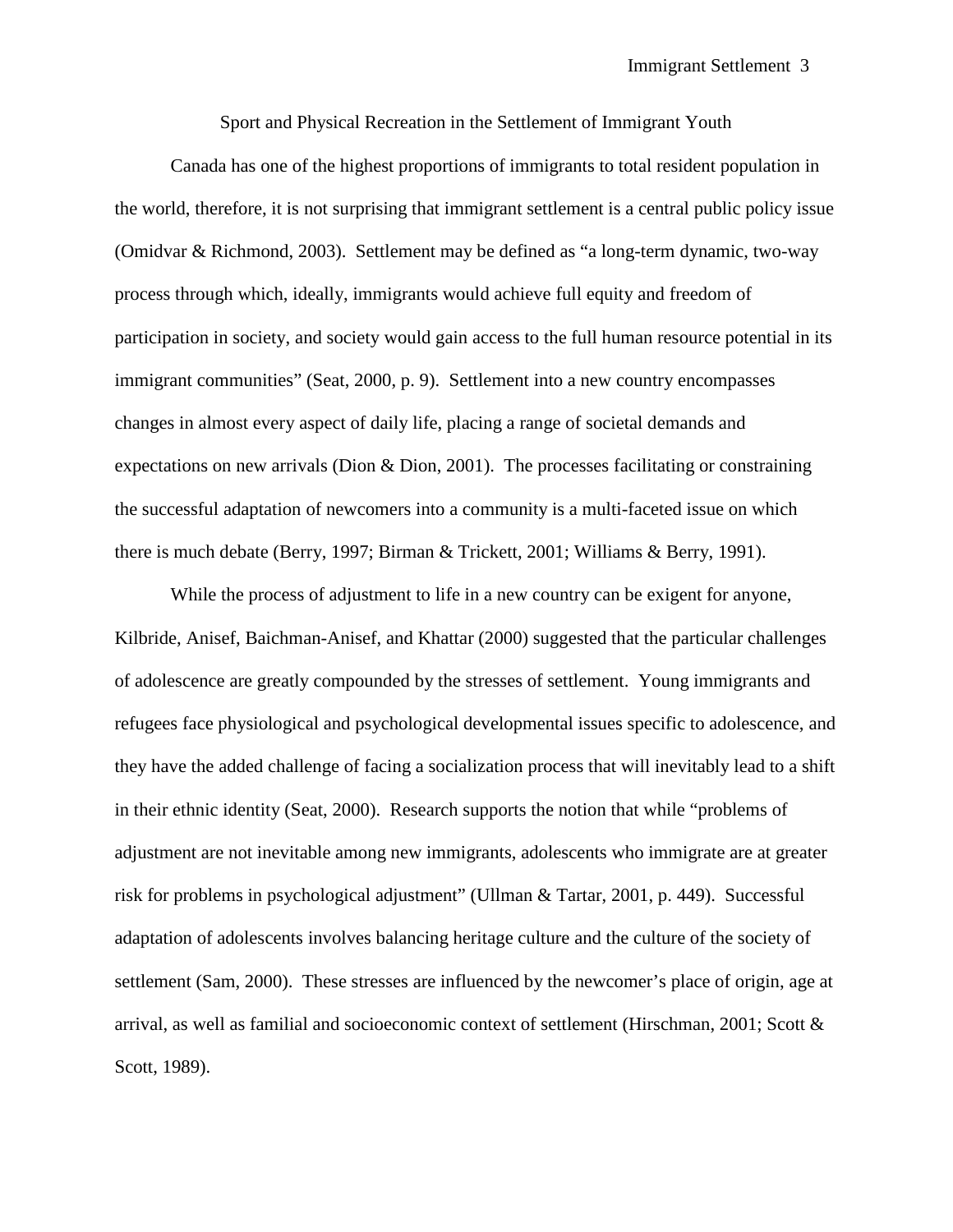# Sport and Physical Recreation in the Settlement of Immigrant Youth

Canada has one of the highest proportions of immigrants to total resident population in the world, therefore, it is not surprising that immigrant settlement is a central public policy issue (Omidvar & Richmond, 2003). Settlement may be defined as "a long-term dynamic, two-way process through which, ideally, immigrants would achieve full equity and freedom of participation in society, and society would gain access to the full human resource potential in its immigrant communities" (Seat, 2000, p. 9). Settlement into a new country encompasses changes in almost every aspect of daily life, placing a range of societal demands and expectations on new arrivals (Dion & Dion, 2001). The processes facilitating or constraining the successful adaptation of newcomers into a community is a multi-faceted issue on which there is much debate (Berry, 1997; Birman & Trickett, 2001; Williams & Berry, 1991).

While the process of adjustment to life in a new country can be exigent for anyone, Kilbride, Anisef, Baichman-Anisef, and Khattar (2000) suggested that the particular challenges of adolescence are greatly compounded by the stresses of settlement. Young immigrants and refugees face physiological and psychological developmental issues specific to adolescence, and they have the added challenge of facing a socialization process that will inevitably lead to a shift in their ethnic identity (Seat, 2000). Research supports the notion that while "problems of adjustment are not inevitable among new immigrants, adolescents who immigrate are at greater risk for problems in psychological adjustment" (Ullman & Tartar, 2001, p. 449). Successful adaptation of adolescents involves balancing heritage culture and the culture of the society of settlement (Sam, 2000). These stresses are influenced by the newcomer's place of origin, age at arrival, as well as familial and socioeconomic context of settlement (Hirschman, 2001; Scott & Scott, 1989).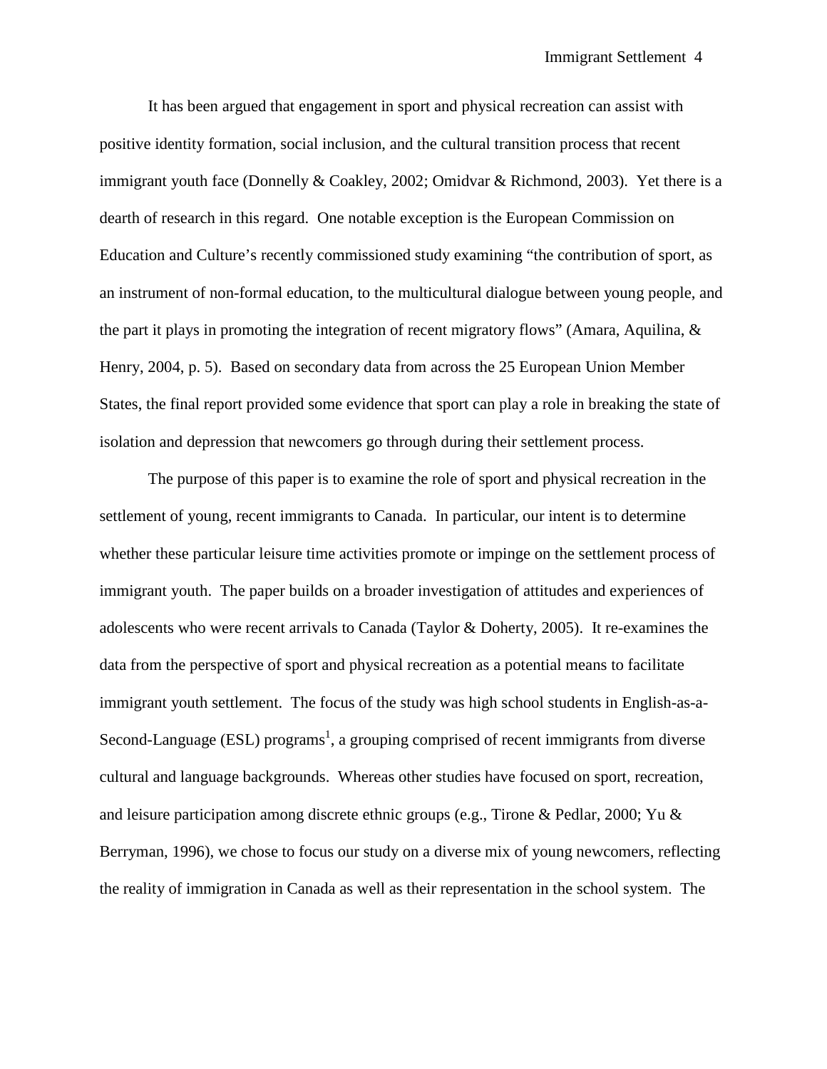It has been argued that engagement in sport and physical recreation can assist with positive identity formation, social inclusion, and the cultural transition process that recent immigrant youth face (Donnelly & Coakley, 2002; Omidvar & Richmond, 2003). Yet there is a dearth of research in this regard. One notable exception is the European Commission on Education and Culture's recently commissioned study examining "the contribution of sport, as an instrument of non-formal education, to the multicultural dialogue between young people, and the part it plays in promoting the integration of recent migratory flows" (Amara, Aquilina, & Henry, 2004, p. 5). Based on secondary data from across the 25 European Union Member States, the final report provided some evidence that sport can play a role in breaking the state of isolation and depression that newcomers go through during their settlement process.

The purpose of this paper is to examine the role of sport and physical recreation in the settlement of young, recent immigrants to Canada. In particular, our intent is to determine whether these particular leisure time activities promote or impinge on the settlement process of immigrant youth. The paper builds on a broader investigation of attitudes and experiences of adolescents who were recent arrivals to Canada (Taylor & Doherty, 2005). It re-examines the data from the perspective of sport and physical recreation as a potential means to facilitate immigrant youth settlement. The focus of the study was high school students in English-as-a-Second-Language (ESL) programs[1], a grouping comprised of recent immigrants from diverse cultural and language backgrounds. Whereas other studies have focused on sport, recreation, and leisure participation among discrete ethnic groups (e.g., Tirone & Pedlar, 2000; Yu & Berryman, 1996), we chose to focus our study on a diverse mix of young newcomers, reflecting the reality of immigration in Canada as well as their representation in the school system. The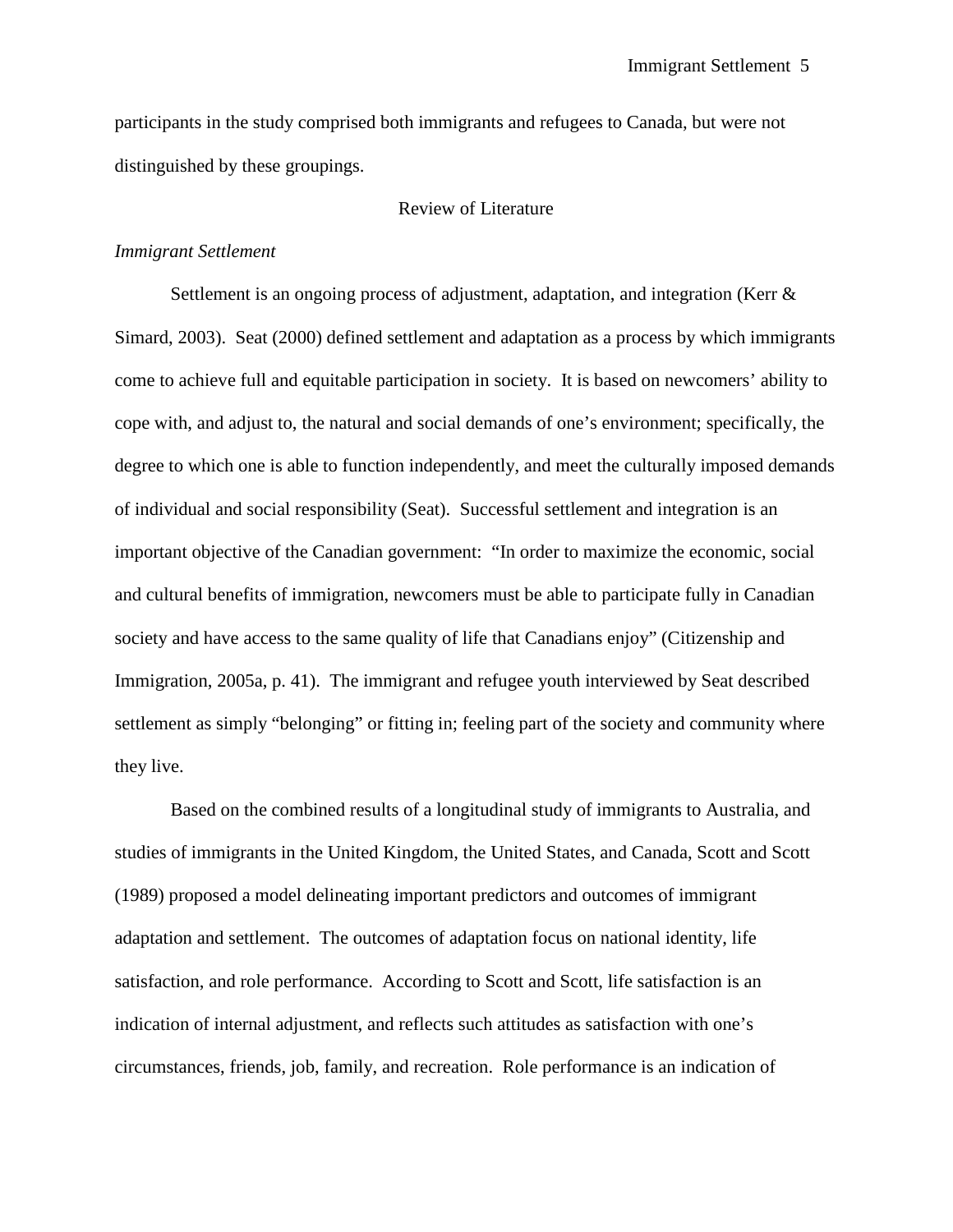participants in the study comprised both immigrants and refugees to Canada, but were not distinguished by these groupings.

## Review of Literature

### *Immigrant Settlement*

Settlement is an ongoing process of adjustment, adaptation, and integration (Kerr & Simard, 2003). Seat (2000) defined settlement and adaptation as a process by which immigrants come to achieve full and equitable participation in society. It is based on newcomers' ability to cope with, and adjust to, the natural and social demands of one's environment; specifically, the degree to which one is able to function independently, and meet the culturally imposed demands of individual and social responsibility (Seat). Successful settlement and integration is an important objective of the Canadian government: "In order to maximize the economic, social and cultural benefits of immigration, newcomers must be able to participate fully in Canadian society and have access to the same quality of life that Canadians enjoy" (Citizenship and Immigration, 2005a, p. 41). The immigrant and refugee youth interviewed by Seat described settlement as simply "belonging" or fitting in; feeling part of the society and community where they live.

Based on the combined results of a longitudinal study of immigrants to Australia, and studies of immigrants in the United Kingdom, the United States, and Canada, Scott and Scott (1989) proposed a model delineating important predictors and outcomes of immigrant adaptation and settlement. The outcomes of adaptation focus on national identity, life satisfaction, and role performance. According to Scott and Scott, life satisfaction is an indication of internal adjustment, and reflects such attitudes as satisfaction with one's circumstances, friends, job, family, and recreation. Role performance is an indication of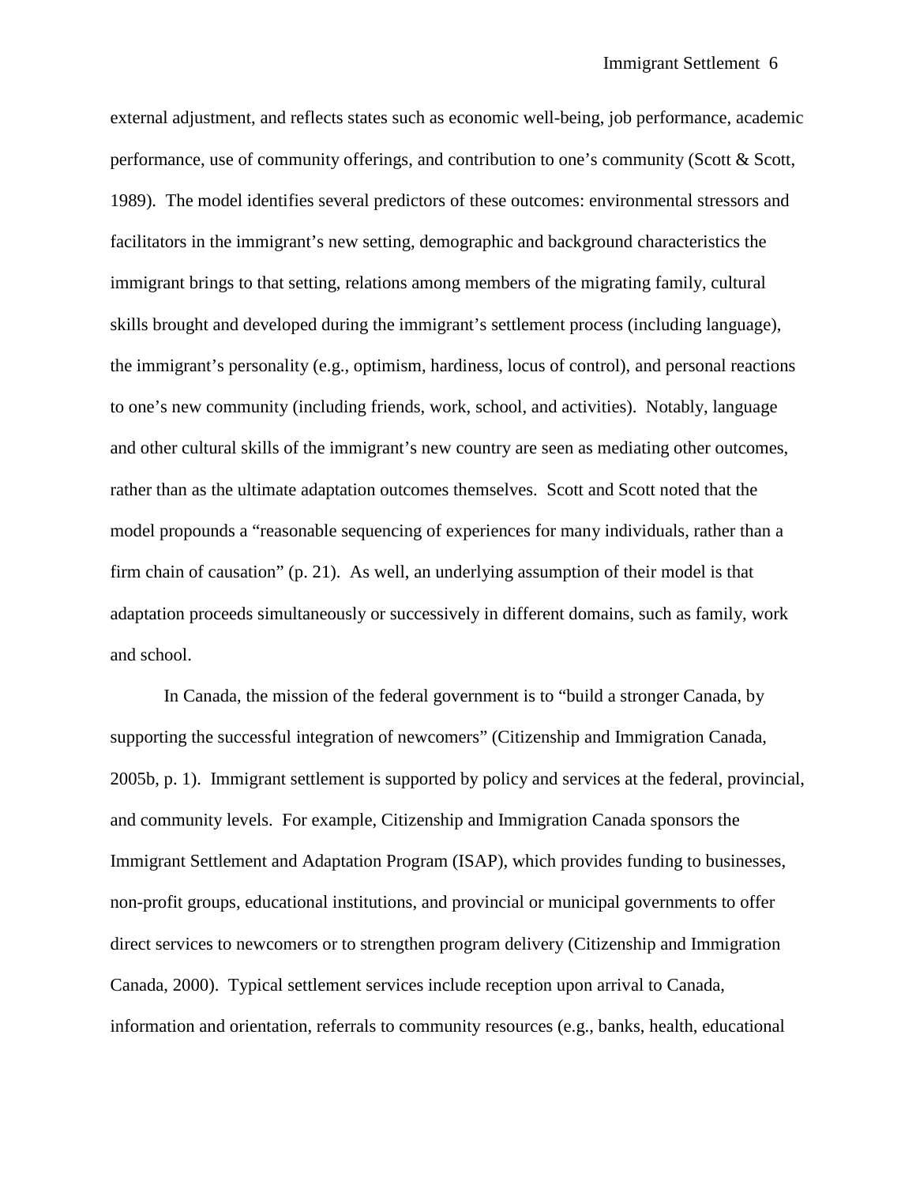external adjustment, and reflects states such as economic well-being, job performance, academic performance, use of community offerings, and contribution to one's community (Scott & Scott, 1989). The model identifies several predictors of these outcomes: environmental stressors and facilitators in the immigrant's new setting, demographic and background characteristics the immigrant brings to that setting, relations among members of the migrating family, cultural skills brought and developed during the immigrant's settlement process (including language), the immigrant's personality (e.g., optimism, hardiness, locus of control), and personal reactions to one's new community (including friends, work, school, and activities). Notably, language and other cultural skills of the immigrant's new country are seen as mediating other outcomes, rather than as the ultimate adaptation outcomes themselves. Scott and Scott noted that the model propounds a "reasonable sequencing of experiences for many individuals, rather than a firm chain of causation" (p. 21). As well, an underlying assumption of their model is that adaptation proceeds simultaneously or successively in different domains, such as family, work and school.

In Canada, the mission of the federal government is to "build a stronger Canada, by supporting the successful integration of newcomers" (Citizenship and Immigration Canada, 2005b, p. 1). Immigrant settlement is supported by policy and services at the federal, provincial, and community levels. For example, Citizenship and Immigration Canada sponsors the Immigrant Settlement and Adaptation Program (ISAP), which provides funding to businesses, non-profit groups, educational institutions, and provincial or municipal governments to offer direct services to newcomers or to strengthen program delivery (Citizenship and Immigration Canada, 2000). Typical settlement services include reception upon arrival to Canada, information and orientation, referrals to community resources (e.g., banks, health, educational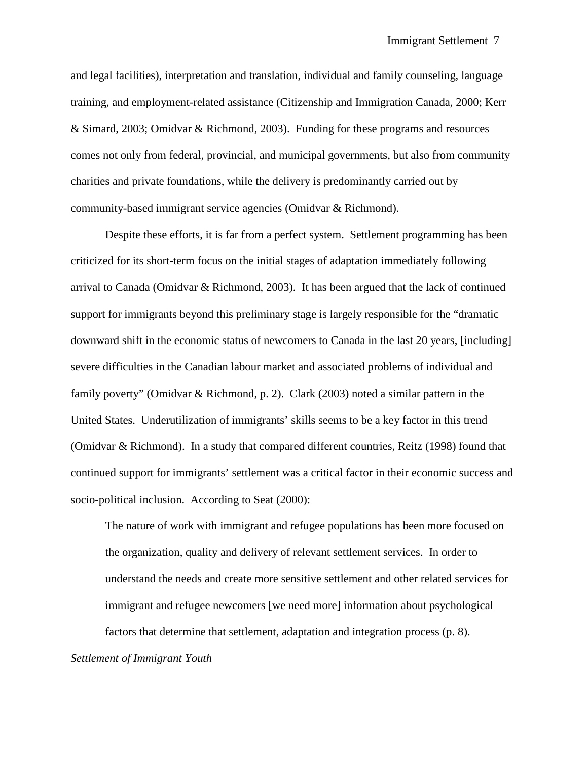and legal facilities), interpretation and translation, individual and family counseling, language training, and employment-related assistance (Citizenship and Immigration Canada, 2000; Kerr & Simard, 2003; Omidvar & Richmond, 2003). Funding for these programs and resources comes not only from federal, provincial, and municipal governments, but also from community charities and private foundations, while the delivery is predominantly carried out by community-based immigrant service agencies (Omidvar & Richmond).

Despite these efforts, it is far from a perfect system. Settlement programming has been criticized for its short-term focus on the initial stages of adaptation immediately following arrival to Canada (Omidvar & Richmond, 2003). It has been argued that the lack of continued support for immigrants beyond this preliminary stage is largely responsible for the "dramatic downward shift in the economic status of newcomers to Canada in the last 20 years, [including] severe difficulties in the Canadian labour market and associated problems of individual and family poverty" (Omidvar & Richmond, p. 2). Clark (2003) noted a similar pattern in the United States. Underutilization of immigrants' skills seems to be a key factor in this trend (Omidvar & Richmond). In a study that compared different countries, Reitz (1998) found that continued support for immigrants' settlement was a critical factor in their economic success and socio-political inclusion. According to Seat (2000):

> The nature of work with immigrant and refugee populations has been more focused on the organization, quality and delivery of relevant settlement services. In order to understand the needs and create more sensitive settlement and other related services for immigrant and refugee newcomers [we need more] information about psychological factors that determine that settlement, adaptation and integration process (p. 8).

*Settlement of Immigrant Youth*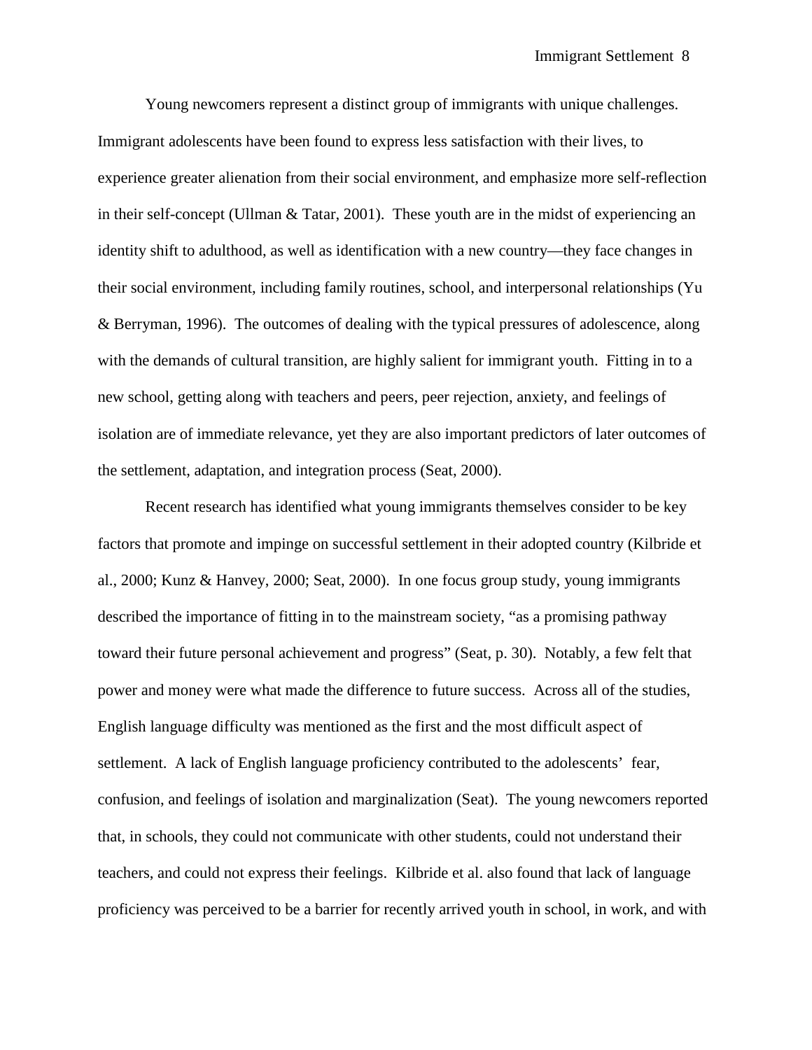Young newcomers represent a distinct group of immigrants with unique challenges. Immigrant adolescents have been found to express less satisfaction with their lives, to experience greater alienation from their social environment, and emphasize more self-reflection in their self-concept (Ullman & Tatar, 2001). These youth are in the midst of experiencing an identity shift to adulthood, as well as identification with a new country—they face changes in their social environment, including family routines, school, and interpersonal relationships (Yu & Berryman, 1996). The outcomes of dealing with the typical pressures of adolescence, along with the demands of cultural transition, are highly salient for immigrant youth. Fitting in to a new school, getting along with teachers and peers, peer rejection, anxiety, and feelings of isolation are of immediate relevance, yet they are also important predictors of later outcomes of the settlement, adaptation, and integration process (Seat, 2000).

Recent research has identified what young immigrants themselves consider to be key factors that promote and impinge on successful settlement in their adopted country (Kilbride et al., 2000; Kunz & Hanvey, 2000; Seat, 2000). In one focus group study, young immigrants described the importance of fitting in to the mainstream society, "as a promising pathway toward their future personal achievement and progress" (Seat, p. 30). Notably, a few felt that power and money were what made the difference to future success. Across all of the studies, English language difficulty was mentioned as the first and the most difficult aspect of settlement. A lack of English language proficiency contributed to the adolescents' fear, confusion, and feelings of isolation and marginalization (Seat). The young newcomers reported that, in schools, they could not communicate with other students, could not understand their teachers, and could not express their feelings. Kilbride et al. also found that lack of language proficiency was perceived to be a barrier for recently arrived youth in school, in work, and with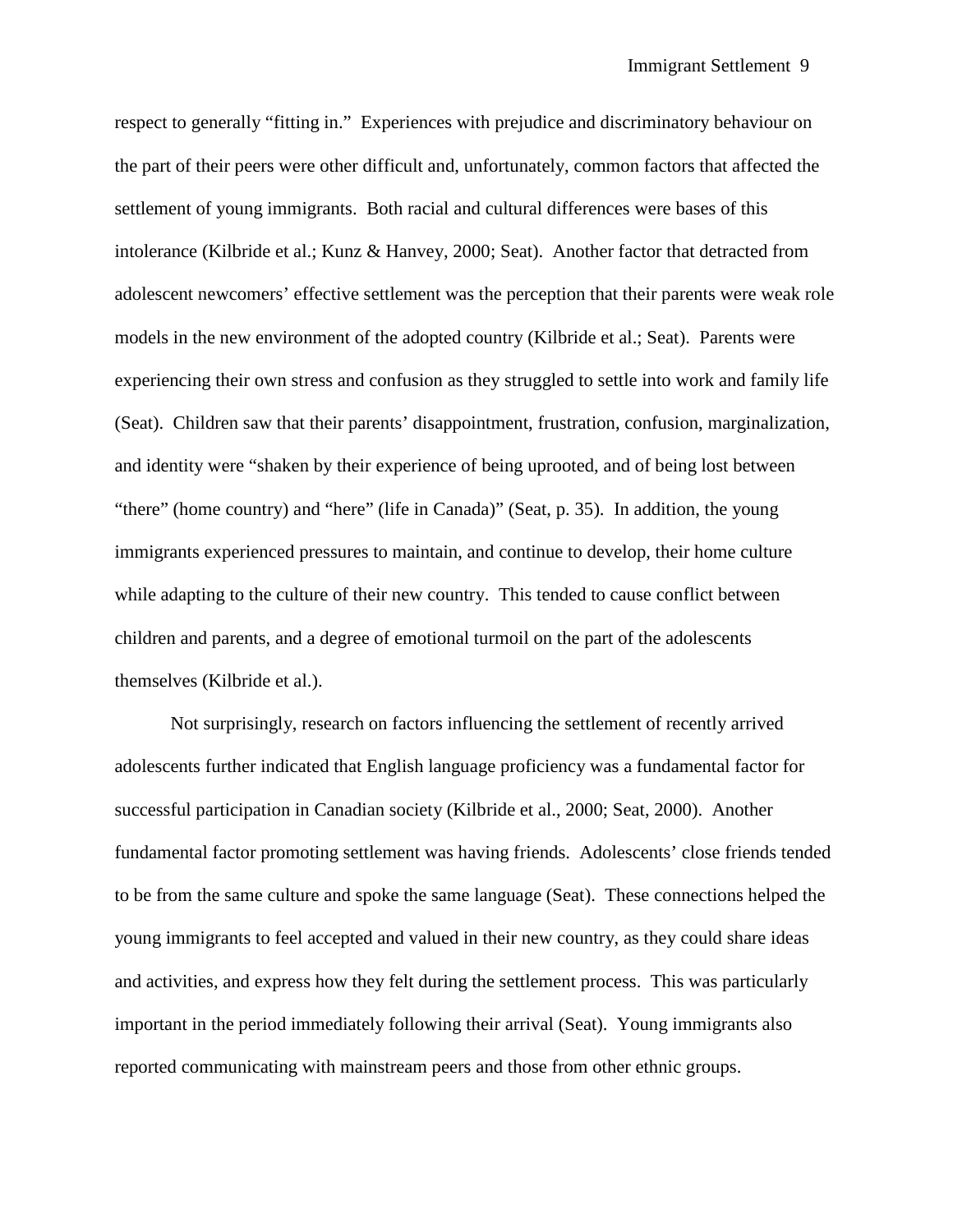respect to generally "fitting in." Experiences with prejudice and discriminatory behaviour on the part of their peers were other difficult and, unfortunately, common factors that affected the settlement of young immigrants. Both racial and cultural differences were bases of this intolerance (Kilbride et al.; Kunz & Hanvey, 2000; Seat). Another factor that detracted from adolescent newcomers' effective settlement was the perception that their parents were weak role models in the new environment of the adopted country (Kilbride et al.; Seat). Parents were experiencing their own stress and confusion as they struggled to settle into work and family life (Seat). Children saw that their parents' disappointment, frustration, confusion, marginalization, and identity were "shaken by their experience of being uprooted, and of being lost between "there" (home country) and "here" (life in Canada)" (Seat, p. 35). In addition, the young immigrants experienced pressures to maintain, and continue to develop, their home culture while adapting to the culture of their new country. This tended to cause conflict between children and parents, and a degree of emotional turmoil on the part of the adolescents themselves (Kilbride et al.).

Not surprisingly, research on factors influencing the settlement of recently arrived adolescents further indicated that English language proficiency was a fundamental factor for successful participation in Canadian society (Kilbride et al., 2000; Seat, 2000). Another fundamental factor promoting settlement was having friends. Adolescents' close friends tended to be from the same culture and spoke the same language (Seat). These connections helped the young immigrants to feel accepted and valued in their new country, as they could share ideas and activities, and express how they felt during the settlement process. This was particularly important in the period immediately following their arrival (Seat). Young immigrants also reported communicating with mainstream peers and those from other ethnic groups.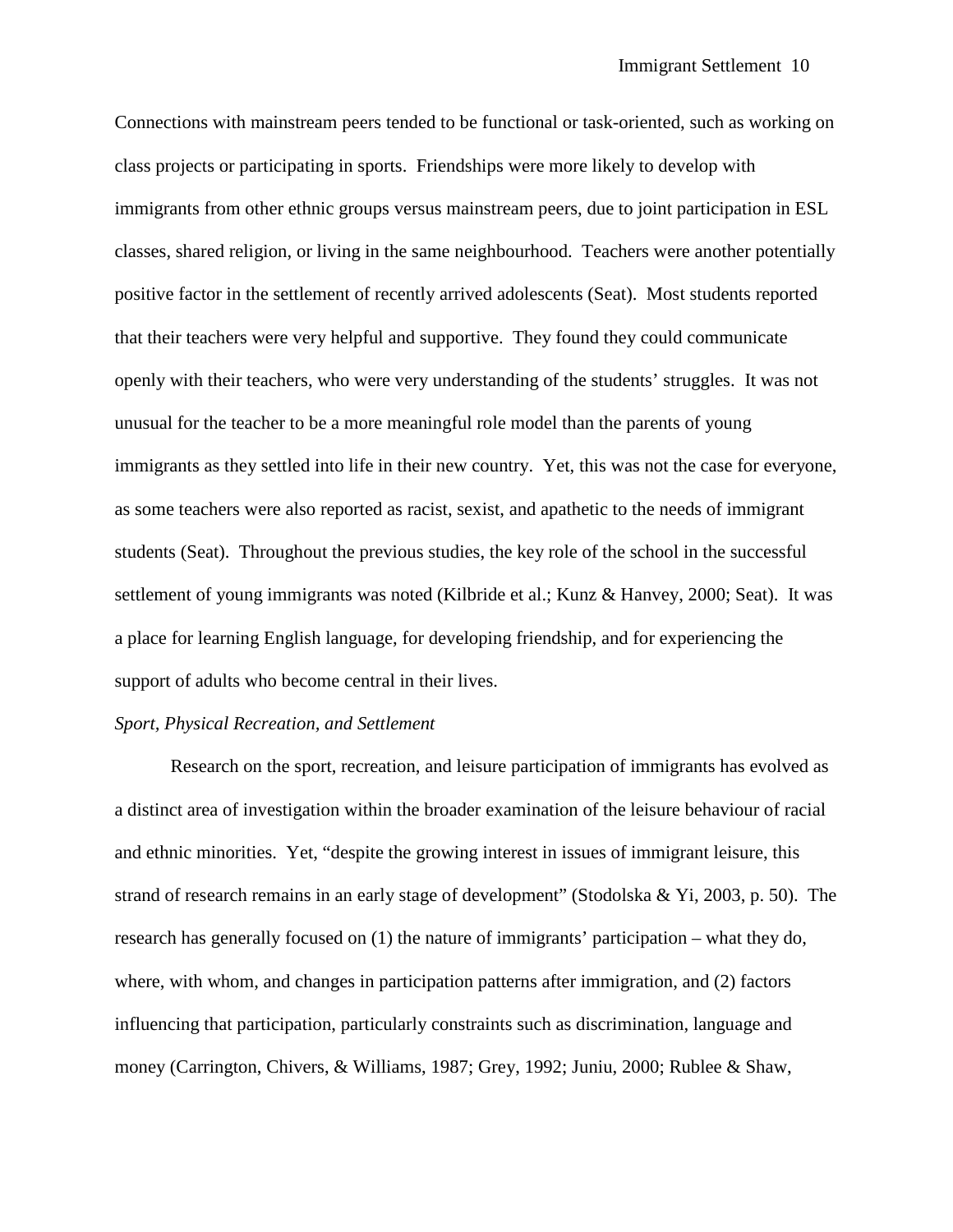Connections with mainstream peers tended to be functional or task-oriented, such as working on class projects or participating in sports. Friendships were more likely to develop with immigrants from other ethnic groups versus mainstream peers, due to joint participation in ESL classes, shared religion, or living in the same neighbourhood. Teachers were another potentially positive factor in the settlement of recently arrived adolescents (Seat). Most students reported that their teachers were very helpful and supportive. They found they could communicate openly with their teachers, who were very understanding of the students' struggles. It was not unusual for the teacher to be a more meaningful role model than the parents of young immigrants as they settled into life in their new country. Yet, this was not the case for everyone, as some teachers were also reported as racist, sexist, and apathetic to the needs of immigrant students (Seat). Throughout the previous studies, the key role of the school in the successful settlement of young immigrants was noted (Kilbride et al.; Kunz & Hanvey, 2000; Seat). It was a place for learning English language, for developing friendship, and for experiencing the support of adults who become central in their lives.

*Sport, Physical Recreation, and Settlement*

Research on the sport, recreation, and leisure participation of immigrants has evolved as a distinct area of investigation within the broader examination of the leisure behaviour of racial and ethnic minorities. Yet, "despite the growing interest in issues of immigrant leisure, this strand of research remains in an early stage of development" (Stodolska & Yi, 2003, p. 50). The research has generally focused on (1) the nature of immigrants' participation – what they do, where, with whom, and changes in participation patterns after immigration, and (2) factors influencing that participation, particularly constraints such as discrimination, language and money (Carrington, Chivers, & Williams, 1987; Grey, 1992; Juniu, 2000; Rublee & Shaw,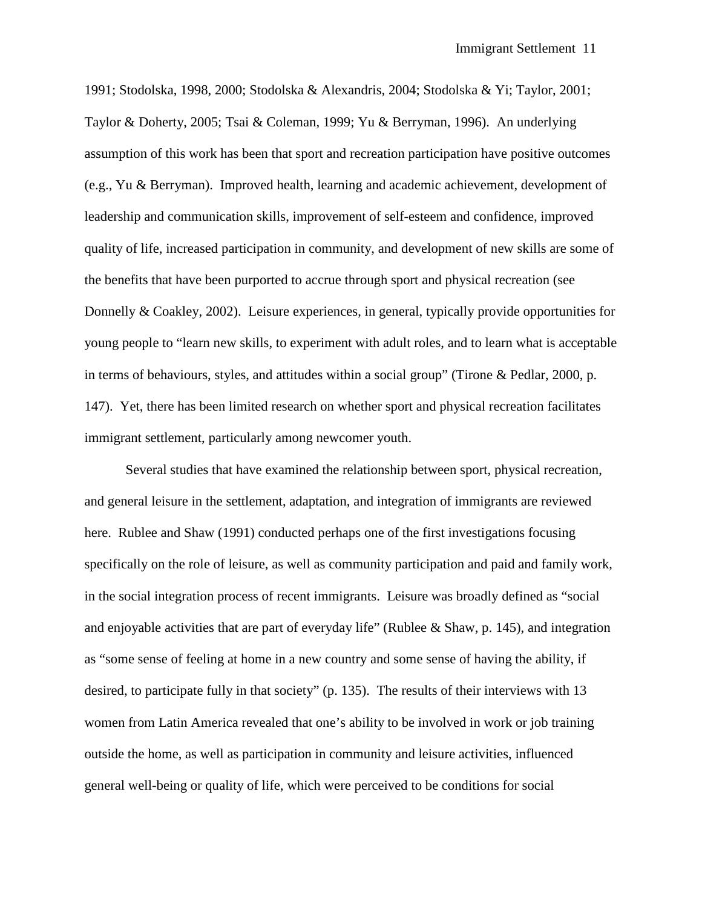1991; Stodolska, 1998, 2000; Stodolska & Alexandris, 2004; Stodolska & Yi; Taylor, 2001; Taylor & Doherty, 2005; Tsai & Coleman, 1999; Yu & Berryman, 1996). An underlying assumption of this work has been that sport and recreation participation have positive outcomes (e.g., Yu & Berryman). Improved health, learning and academic achievement, development of leadership and communication skills, improvement of self-esteem and confidence, improved quality of life, increased participation in community, and development of new skills are some of the benefits that have been purported to accrue through sport and physical recreation (see Donnelly & Coakley, 2002). Leisure experiences, in general, typically provide opportunities for young people to "learn new skills, to experiment with adult roles, and to learn what is acceptable in terms of behaviours, styles, and attitudes within a social group" (Tirone & Pedlar, 2000, p. 147). Yet, there has been limited research on whether sport and physical recreation facilitates immigrant settlement, particularly among newcomer youth.

Several studies that have examined the relationship between sport, physical recreation, and general leisure in the settlement, adaptation, and integration of immigrants are reviewed here. Rublee and Shaw (1991) conducted perhaps one of the first investigations focusing specifically on the role of leisure, as well as community participation and paid and family work, in the social integration process of recent immigrants. Leisure was broadly defined as "social and enjoyable activities that are part of everyday life" (Rublee & Shaw, p. 145), and integration as "some sense of feeling at home in a new country and some sense of having the ability, if desired, to participate fully in that society" (p. 135). The results of their interviews with 13 women from Latin America revealed that one's ability to be involved in work or job training outside the home, as well as participation in community and leisure activities, influenced general well-being or quality of life, which were perceived to be conditions for social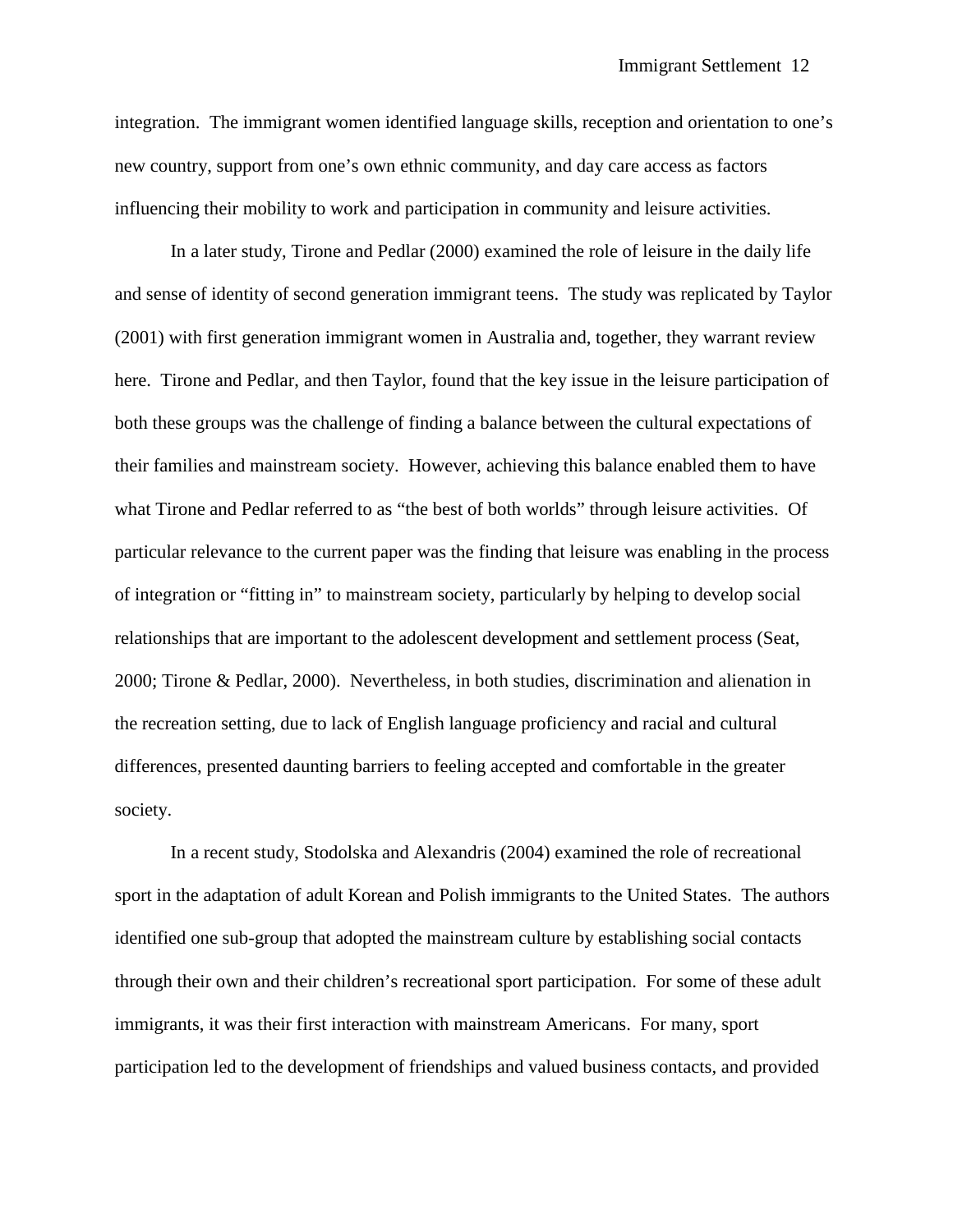integration. The immigrant women identified language skills, reception and orientation to one's new country, support from one's own ethnic community, and day care access as factors influencing their mobility to work and participation in community and leisure activities.

In a later study, Tirone and Pedlar (2000) examined the role of leisure in the daily life and sense of identity of second generation immigrant teens. The study was replicated by Taylor (2001) with first generation immigrant women in Australia and, together, they warrant review here. Tirone and Pedlar, and then Taylor, found that the key issue in the leisure participation of both these groups was the challenge of finding a balance between the cultural expectations of their families and mainstream society. However, achieving this balance enabled them to have what Tirone and Pedlar referred to as "the best of both worlds" through leisure activities. Of particular relevance to the current paper was the finding that leisure was enabling in the process of integration or "fitting in" to mainstream society, particularly by helping to develop social relationships that are important to the adolescent development and settlement process (Seat, 2000; Tirone & Pedlar, 2000). Nevertheless, in both studies, discrimination and alienation in the recreation setting, due to lack of English language proficiency and racial and cultural differences, presented daunting barriers to feeling accepted and comfortable in the greater society.

In a recent study, Stodolska and Alexandris (2004) examined the role of recreational sport in the adaptation of adult Korean and Polish immigrants to the United States. The authors identified one sub-group that adopted the mainstream culture by establishing social contacts through their own and their children's recreational sport participation. For some of these adult immigrants, it was their first interaction with mainstream Americans. For many, sport participation led to the development of friendships and valued business contacts, and provided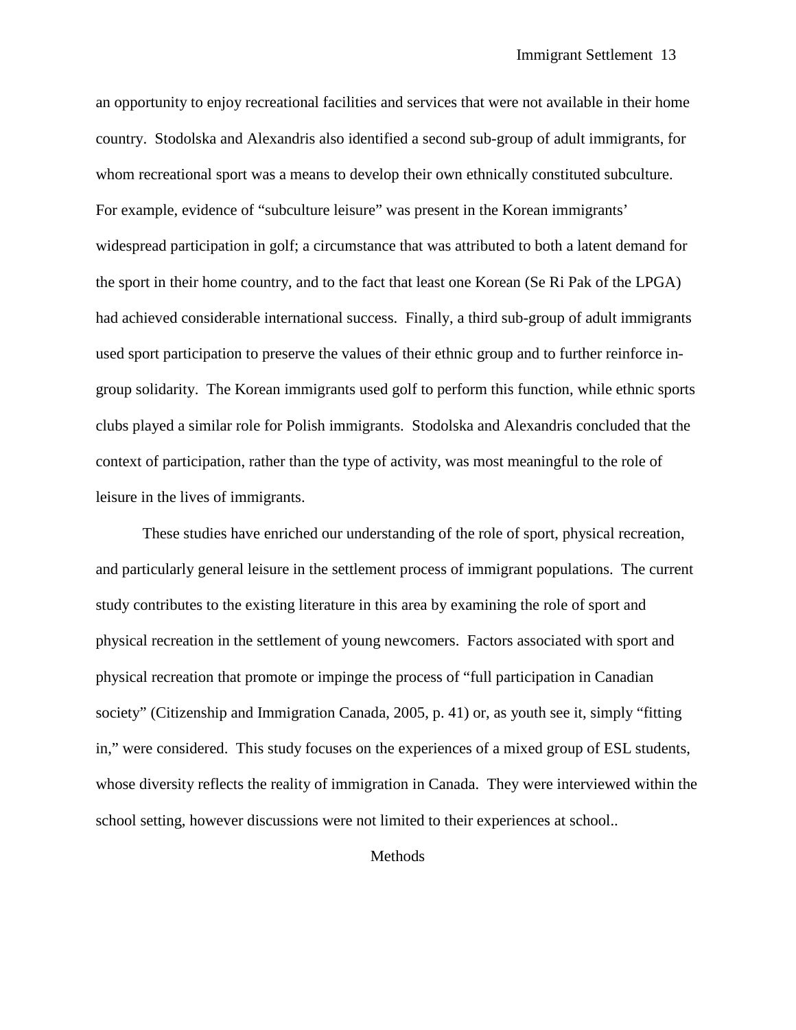an opportunity to enjoy recreational facilities and services that were not available in their home country. Stodolska and Alexandris also identified a second sub-group of adult immigrants, for whom recreational sport was a means to develop their own ethnically constituted subculture. For example, evidence of "subculture leisure" was present in the Korean immigrants' widespread participation in golf; a circumstance that was attributed to both a latent demand for the sport in their home country, and to the fact that least one Korean (Se Ri Pak of the LPGA) had achieved considerable international success. Finally, a third sub-group of adult immigrants used sport participation to preserve the values of their ethnic group and to further reinforce in-group solidarity. The Korean immigrants used golf to perform this function, while ethnic sports clubs played a similar role for Polish immigrants. Stodolska and Alexandris concluded that the context of participation, rather than the type of activity, was most meaningful to the role of leisure in the lives of immigrants.

These studies have enriched our understanding of the role of sport, physical recreation, and particularly general leisure in the settlement process of immigrant populations. The current study contributes to the existing literature in this area by examining the role of sport and physical recreation in the settlement of young newcomers. Factors associated with sport and physical recreation that promote or impinge the process of "full participation in Canadian society" (Citizenship and Immigration Canada, 2005, p. 41) or, as youth see it, simply "fitting in," were considered. This study focuses on the experiences of a mixed group of ESL students, whose diversity reflects the reality of immigration in Canada. They were interviewed within the school setting, however discussions were not limited to their experiences at school..

## Methods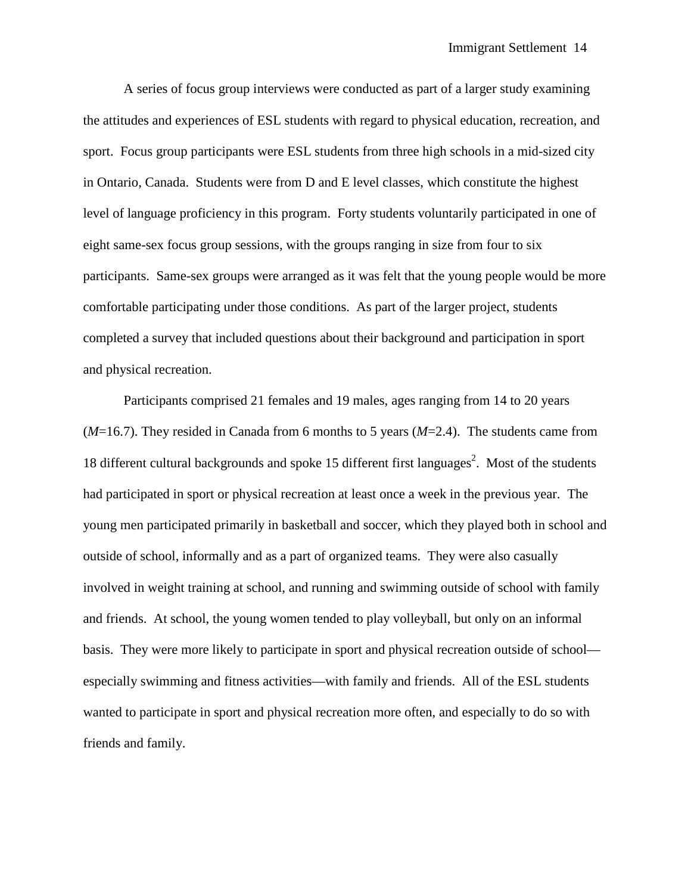A series of focus group interviews were conducted as part of a larger study examining the attitudes and experiences of ESL students with regard to physical education, recreation, and sport. Focus group participants were ESL students from three high schools in a mid-sized city in Ontario, Canada. Students were from D and E level classes, which constitute the highest level of language proficiency in this program. Forty students voluntarily participated in one of eight same-sex focus group sessions, with the groups ranging in size from four to six participants. Same-sex groups were arranged as it was felt that the young people would be more comfortable participating under those conditions. As part of the larger project, students completed a survey that included questions about their background and participation in sport and physical recreation.

Participants comprised 21 females and 19 males, ages ranging from 14 to 20 years ($M$=16.7). They resided in Canada from 6 months to 5 years ($M$=2.4). The students came from 18 different cultural backgrounds and spoke 15 different first languages[2]. Most of the students had participated in sport or physical recreation at least once a week in the previous year. The young men participated primarily in basketball and soccer, which they played both in school and outside of school, informally and as a part of organized teams. They were also casually involved in weight training at school, and running and swimming outside of school with family and friends. At school, the young women tended to play volleyball, but only on an informal basis. They were more likely to participate in sport and physical recreation outside of school—especially swimming and fitness activities—with family and friends. All of the ESL students wanted to participate in sport and physical recreation more often, and especially to do so with friends and family.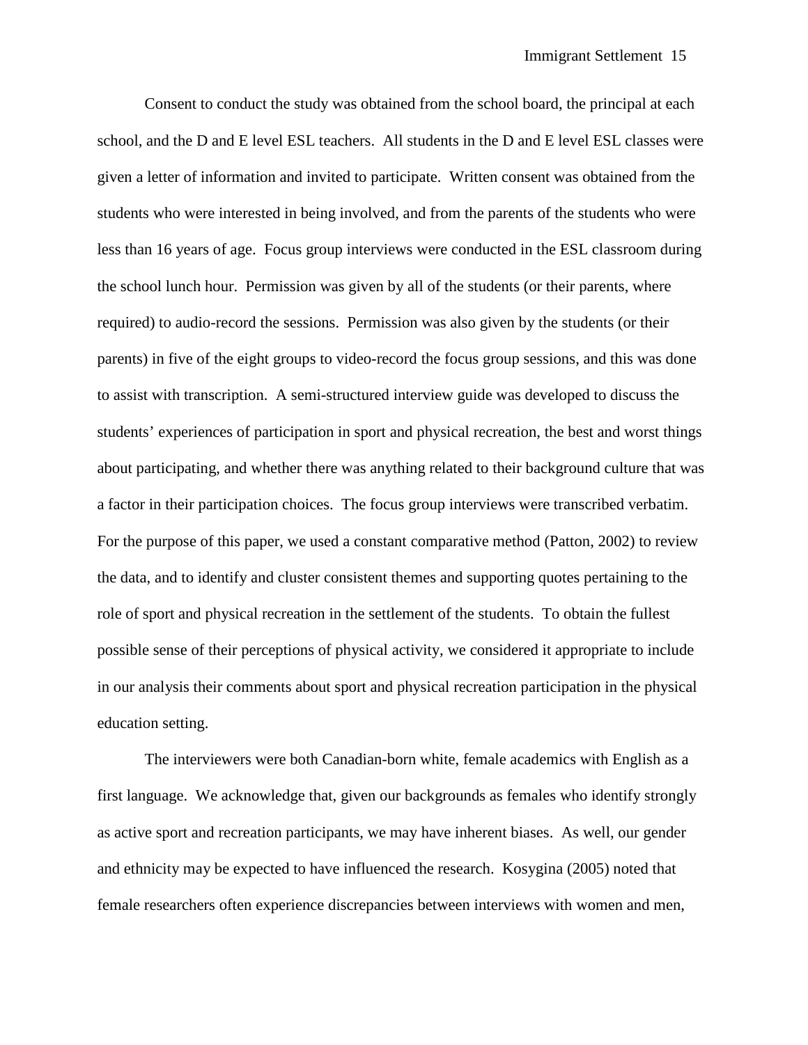Consent to conduct the study was obtained from the school board, the principal at each school, and the D and E level ESL teachers. All students in the D and E level ESL classes were given a letter of information and invited to participate. Written consent was obtained from the students who were interested in being involved, and from the parents of the students who were less than 16 years of age. Focus group interviews were conducted in the ESL classroom during the school lunch hour. Permission was given by all of the students (or their parents, where required) to audio-record the sessions. Permission was also given by the students (or their parents) in five of the eight groups to video-record the focus group sessions, and this was done to assist with transcription. A semi-structured interview guide was developed to discuss the students' experiences of participation in sport and physical recreation, the best and worst things about participating, and whether there was anything related to their background culture that was a factor in their participation choices. The focus group interviews were transcribed verbatim. For the purpose of this paper, we used a constant comparative method (Patton, 2002) to review the data, and to identify and cluster consistent themes and supporting quotes pertaining to the role of sport and physical recreation in the settlement of the students. To obtain the fullest possible sense of their perceptions of physical activity, we considered it appropriate to include in our analysis their comments about sport and physical recreation participation in the physical education setting.

The interviewers were both Canadian-born white, female academics with English as a first language. We acknowledge that, given our backgrounds as females who identify strongly as active sport and recreation participants, we may have inherent biases. As well, our gender and ethnicity may be expected to have influenced the research. Kosygina (2005) noted that female researchers often experience discrepancies between interviews with women and men,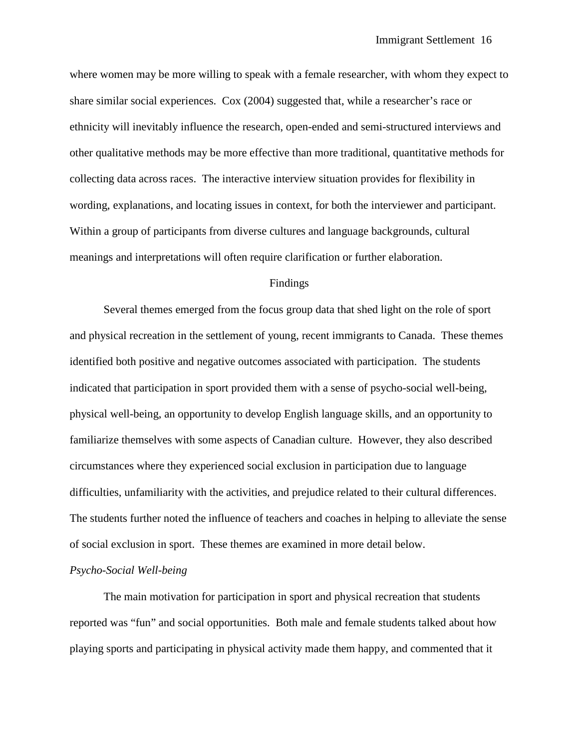where women may be more willing to speak with a female researcher, with whom they expect to share similar social experiences. Cox (2004) suggested that, while a researcher's race or ethnicity will inevitably influence the research, open-ended and semi-structured interviews and other qualitative methods may be more effective than more traditional, quantitative methods for collecting data across races. The interactive interview situation provides for flexibility in wording, explanations, and locating issues in context, for both the interviewer and participant. Within a group of participants from diverse cultures and language backgrounds, cultural meanings and interpretations will often require clarification or further elaboration.

## Findings

Several themes emerged from the focus group data that shed light on the role of sport and physical recreation in the settlement of young, recent immigrants to Canada. These themes identified both positive and negative outcomes associated with participation. The students indicated that participation in sport provided them with a sense of psycho-social well-being, physical well-being, an opportunity to develop English language skills, and an opportunity to familiarize themselves with some aspects of Canadian culture. However, they also described circumstances where they experienced social exclusion in participation due to language difficulties, unfamiliarity with the activities, and prejudice related to their cultural differences. The students further noted the influence of teachers and coaches in helping to alleviate the sense of social exclusion in sport. These themes are examined in more detail below.

### *Psycho-Social Well-being*

The main motivation for participation in sport and physical recreation that students reported was "fun" and social opportunities. Both male and female students talked about how playing sports and participating in physical activity made them happy, and commented that it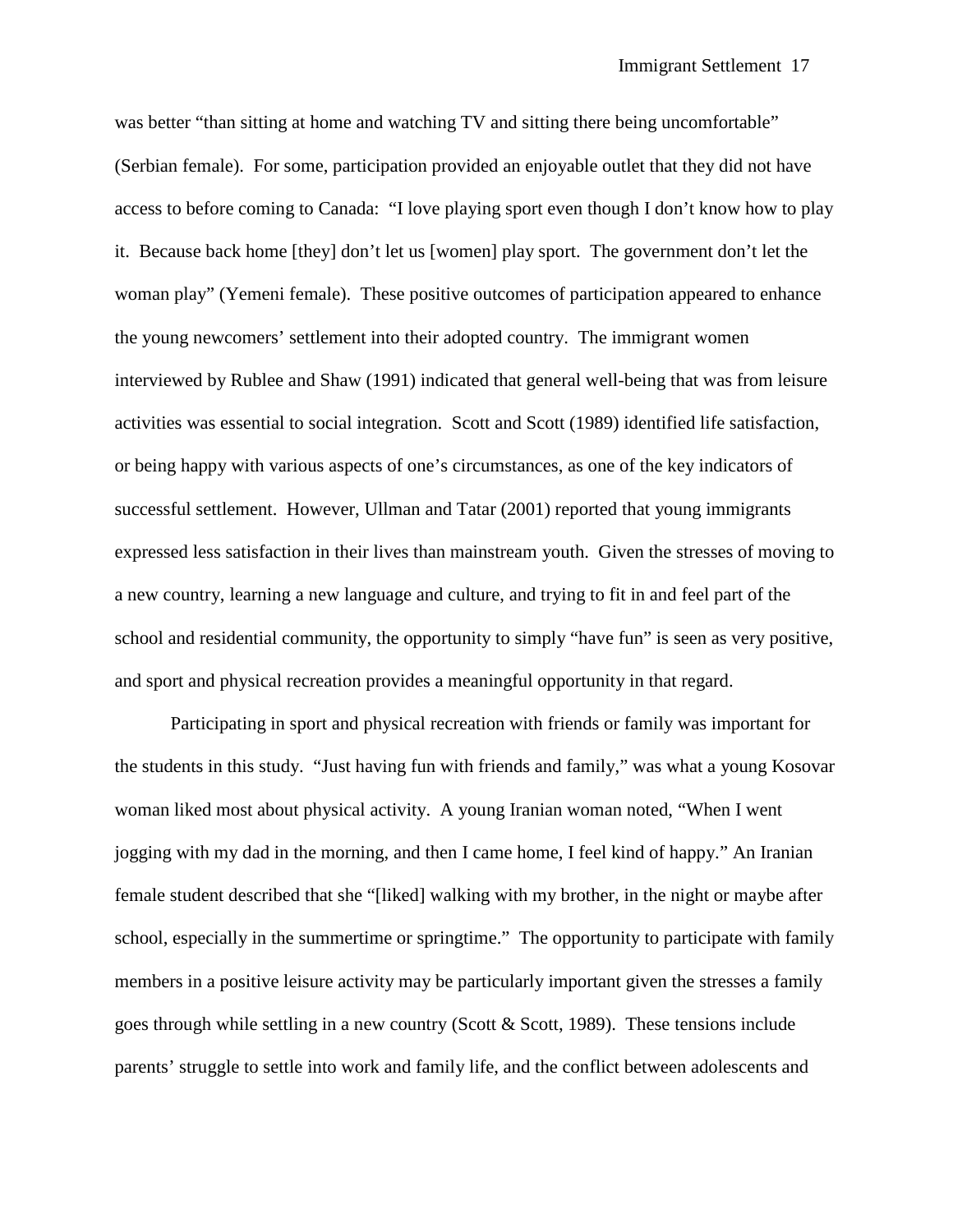was better "than sitting at home and watching TV and sitting there being uncomfortable" (Serbian female). For some, participation provided an enjoyable outlet that they did not have access to before coming to Canada: "I love playing sport even though I don't know how to play it. Because back home [they] don't let us [women] play sport. The government don't let the woman play" (Yemeni female). These positive outcomes of participation appeared to enhance the young newcomers' settlement into their adopted country. The immigrant women interviewed by Rublee and Shaw (1991) indicated that general well-being that was from leisure activities was essential to social integration. Scott and Scott (1989) identified life satisfaction, or being happy with various aspects of one's circumstances, as one of the key indicators of successful settlement. However, Ullman and Tatar (2001) reported that young immigrants expressed less satisfaction in their lives than mainstream youth. Given the stresses of moving to a new country, learning a new language and culture, and trying to fit in and feel part of the school and residential community, the opportunity to simply "have fun" is seen as very positive, and sport and physical recreation provides a meaningful opportunity in that regard.

Participating in sport and physical recreation with friends or family was important for the students in this study. "Just having fun with friends and family," was what a young Kosovar woman liked most about physical activity. A young Iranian woman noted, "When I went jogging with my dad in the morning, and then I came home, I feel kind of happy." An Iranian female student described that she "[liked] walking with my brother, in the night or maybe after school, especially in the summertime or springtime." The opportunity to participate with family members in a positive leisure activity may be particularly important given the stresses a family goes through while settling in a new country (Scott & Scott, 1989). These tensions include parents' struggle to settle into work and family life, and the conflict between adolescents and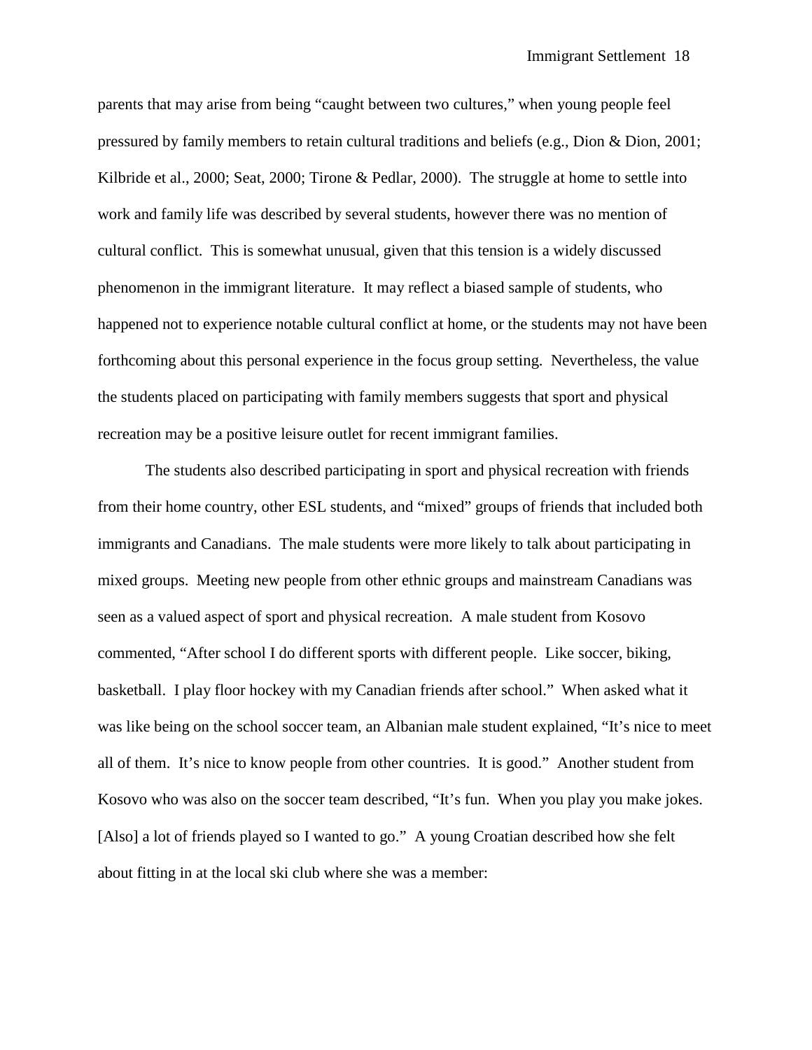parents that may arise from being "caught between two cultures," when young people feel pressured by family members to retain cultural traditions and beliefs (e.g., Dion & Dion, 2001; Kilbride et al., 2000; Seat, 2000; Tirone & Pedlar, 2000). The struggle at home to settle into work and family life was described by several students, however there was no mention of cultural conflict. This is somewhat unusual, given that this tension is a widely discussed phenomenon in the immigrant literature. It may reflect a biased sample of students, who happened not to experience notable cultural conflict at home, or the students may not have been forthcoming about this personal experience in the focus group setting. Nevertheless, the value the students placed on participating with family members suggests that sport and physical recreation may be a positive leisure outlet for recent immigrant families.

The students also described participating in sport and physical recreation with friends from their home country, other ESL students, and "mixed" groups of friends that included both immigrants and Canadians. The male students were more likely to talk about participating in mixed groups. Meeting new people from other ethnic groups and mainstream Canadians was seen as a valued aspect of sport and physical recreation. A male student from Kosovo commented, "After school I do different sports with different people. Like soccer, biking, basketball. I play floor hockey with my Canadian friends after school." When asked what it was like being on the school soccer team, an Albanian male student explained, "It's nice to meet all of them. It's nice to know people from other countries. It is good." Another student from Kosovo who was also on the soccer team described, "It's fun. When you play you make jokes. [Also] a lot of friends played so I wanted to go." A young Croatian described how she felt about fitting in at the local ski club where she was a member: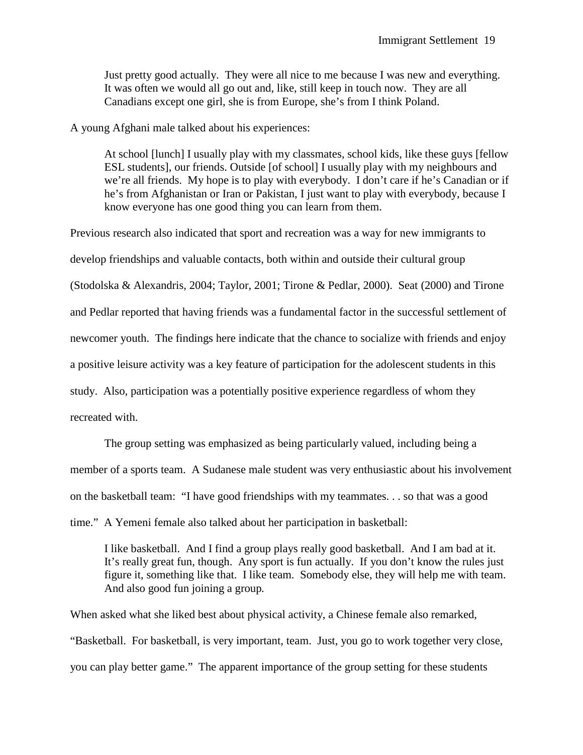> Just pretty good actually. They were all nice to me because I was new and everything. It was often we would all go out and, like, still keep in touch now. They are all Canadians except one girl, she is from Europe, she's from I think Poland.

A young Afghani male talked about his experiences:

> At school [lunch] I usually play with my classmates, school kids, like these guys [fellow ESL students], our friends. Outside [of school] I usually play with my neighbours and we're all friends. My hope is to play with everybody. I don't care if he's Canadian or if he's from Afghanistan or Iran or Pakistan, I just want to play with everybody, because I know everyone has one good thing you can learn from them.

Previous research also indicated that sport and recreation was a way for new immigrants to develop friendships and valuable contacts, both within and outside their cultural group (Stodolska & Alexandris, 2004; Taylor, 2001; Tirone & Pedlar, 2000). Seat (2000) and Tirone and Pedlar reported that having friends was a fundamental factor in the successful settlement of newcomer youth. The findings here indicate that the chance to socialize with friends and enjoy a positive leisure activity was a key feature of participation for the adolescent students in this study. Also, participation was a potentially positive experience regardless of whom they recreated with.

The group setting was emphasized as being particularly valued, including being a member of a sports team. A Sudanese male student was very enthusiastic about his involvement on the basketball team: "I have good friendships with my teammates. . . so that was a good time." A Yemeni female also talked about her participation in basketball:

> I like basketball. And I find a group plays really good basketball. And I am bad at it. It's really great fun, though. Any sport is fun actually. If you don't know the rules just figure it, something like that. I like team. Somebody else, they will help me with team. And also good fun joining a group.

When asked what she liked best about physical activity, a Chinese female also remarked, "Basketball. For basketball, is very important, team. Just, you go to work together very close, you can play better game." The apparent importance of the group setting for these students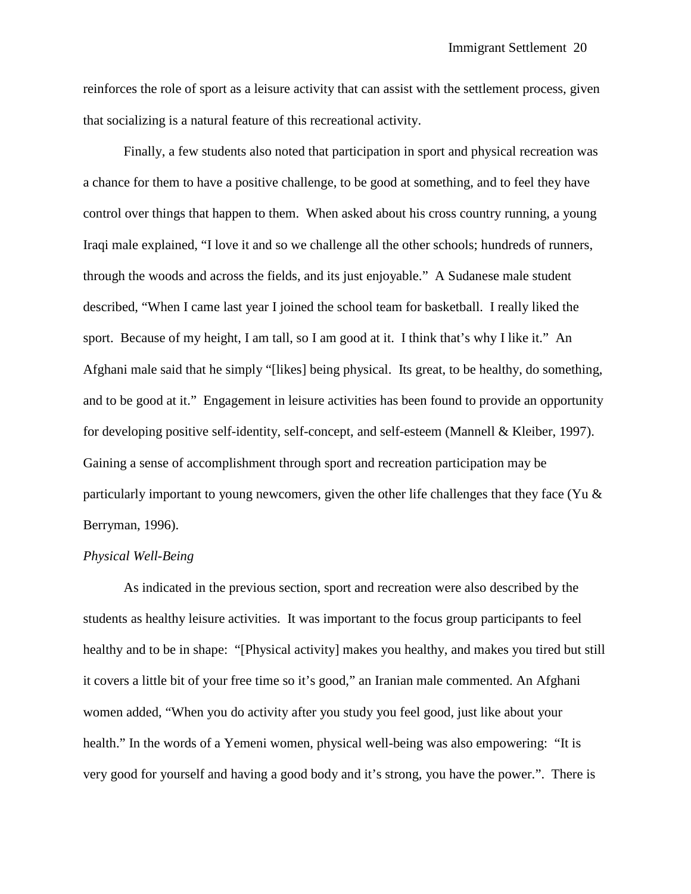reinforces the role of sport as a leisure activity that can assist with the settlement process, given that socializing is a natural feature of this recreational activity.

Finally, a few students also noted that participation in sport and physical recreation was a chance for them to have a positive challenge, to be good at something, and to feel they have control over things that happen to them. When asked about his cross country running, a young Iraqi male explained, "I love it and so we challenge all the other schools; hundreds of runners, through the woods and across the fields, and its just enjoyable." A Sudanese male student described, "When I came last year I joined the school team for basketball. I really liked the sport. Because of my height, I am tall, so I am good at it. I think that's why I like it." An Afghani male said that he simply "[likes] being physical. Its great, to be healthy, do something, and to be good at it." Engagement in leisure activities has been found to provide an opportunity for developing positive self-identity, self-concept, and self-esteem (Mannell & Kleiber, 1997). Gaining a sense of accomplishment through sport and recreation participation may be particularly important to young newcomers, given the other life challenges that they face (Yu & Berryman, 1996).

*Physical Well-Being*

As indicated in the previous section, sport and recreation were also described by the students as healthy leisure activities. It was important to the focus group participants to feel healthy and to be in shape: "[Physical activity] makes you healthy, and makes you tired but still it covers a little bit of your free time so it's good," an Iranian male commented. An Afghani women added, "When you do activity after you study you feel good, just like about your health." In the words of a Yemeni women, physical well-being was also empowering: "It is very good for yourself and having a good body and it's strong, you have the power.". There is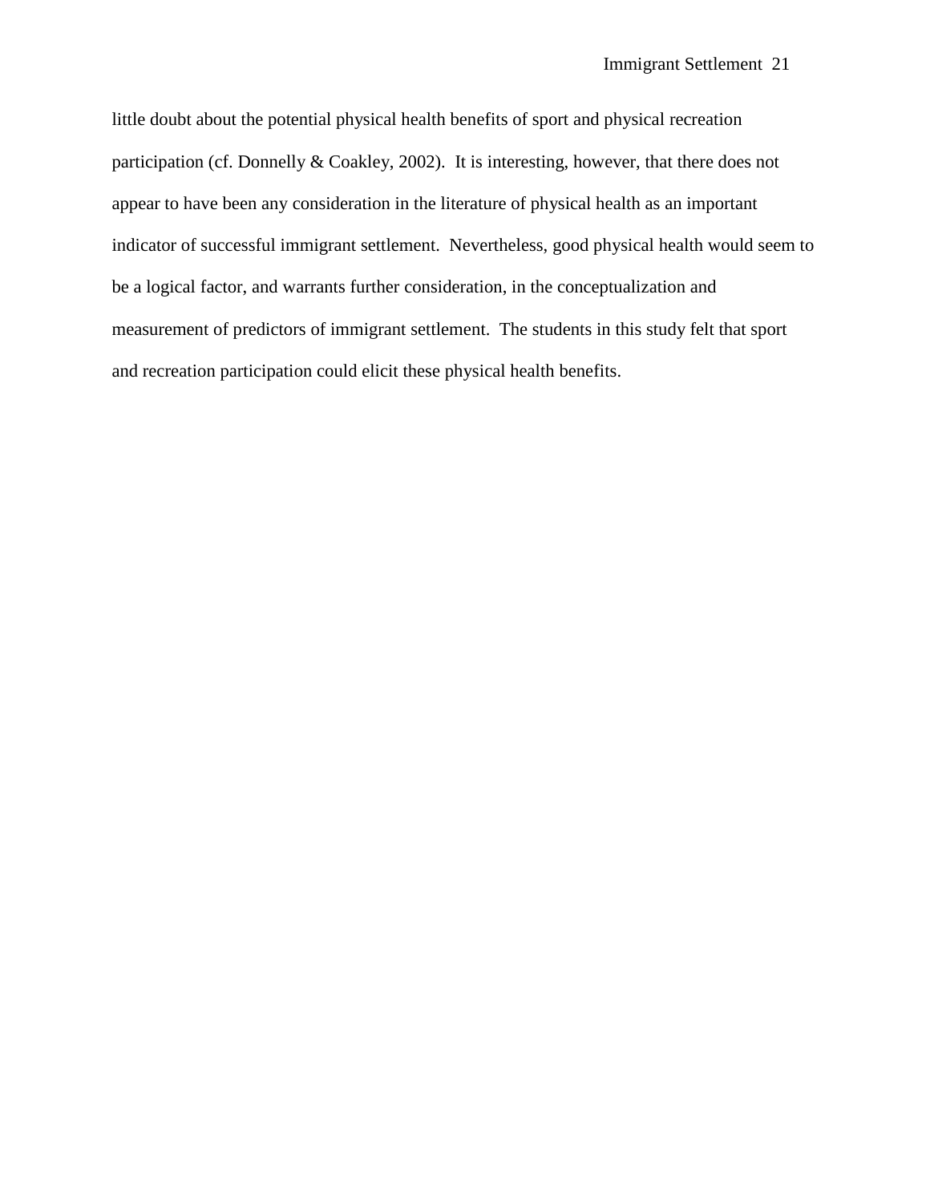little doubt about the potential physical health benefits of sport and physical recreation participation (cf. Donnelly & Coakley, 2002). It is interesting, however, that there does not appear to have been any consideration in the literature of physical health as an important indicator of successful immigrant settlement. Nevertheless, good physical health would seem to be a logical factor, and warrants further consideration, in the conceptualization and measurement of predictors of immigrant settlement. The students in this study felt that sport and recreation participation could elicit these physical health benefits.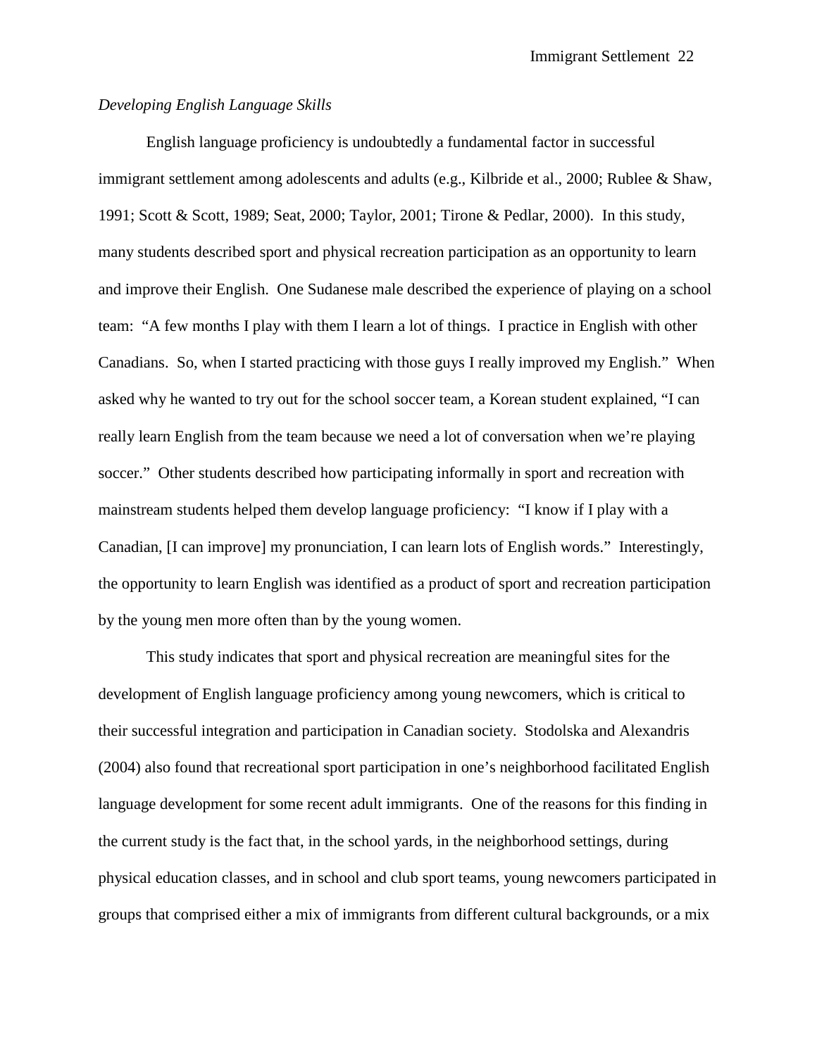### *Developing English Language Skills*

English language proficiency is undoubtedly a fundamental factor in successful immigrant settlement among adolescents and adults (e.g., Kilbride et al., 2000; Rublee & Shaw, 1991; Scott & Scott, 1989; Seat, 2000; Taylor, 2001; Tirone & Pedlar, 2000). In this study, many students described sport and physical recreation participation as an opportunity to learn and improve their English. One Sudanese male described the experience of playing on a school team: "A few months I play with them I learn a lot of things. I practice in English with other Canadians. So, when I started practicing with those guys I really improved my English." When asked why he wanted to try out for the school soccer team, a Korean student explained, "I can really learn English from the team because we need a lot of conversation when we're playing soccer." Other students described how participating informally in sport and recreation with mainstream students helped them develop language proficiency: "I know if I play with a Canadian, [I can improve] my pronunciation, I can learn lots of English words." Interestingly, the opportunity to learn English was identified as a product of sport and recreation participation by the young men more often than by the young women.

This study indicates that sport and physical recreation are meaningful sites for the development of English language proficiency among young newcomers, which is critical to their successful integration and participation in Canadian society. Stodolska and Alexandris (2004) also found that recreational sport participation in one's neighborhood facilitated English language development for some recent adult immigrants. One of the reasons for this finding in the current study is the fact that, in the school yards, in the neighborhood settings, during physical education classes, and in school and club sport teams, young newcomers participated in groups that comprised either a mix of immigrants from different cultural backgrounds, or a mix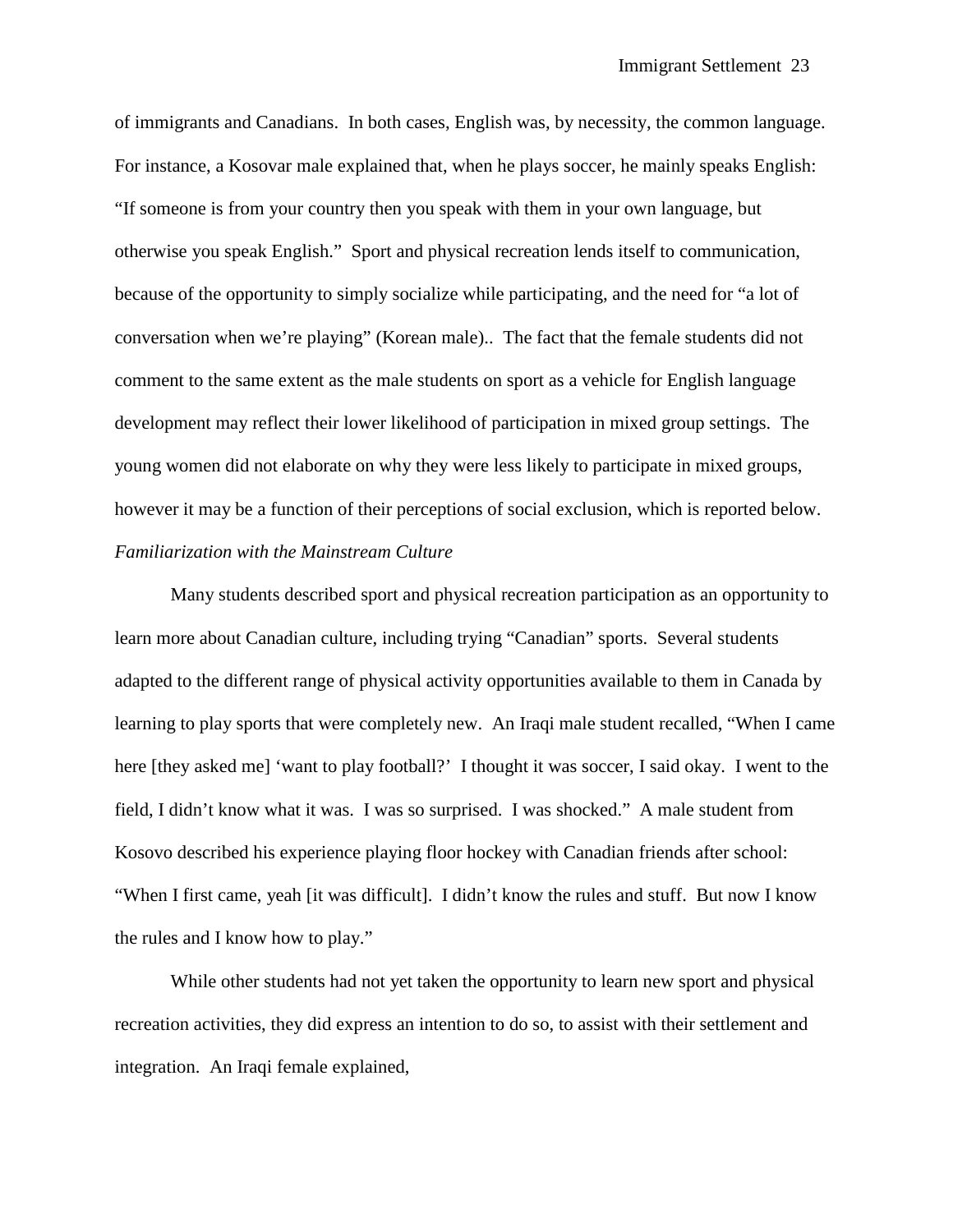of immigrants and Canadians. In both cases, English was, by necessity, the common language. For instance, a Kosovar male explained that, when he plays soccer, he mainly speaks English: "If someone is from your country then you speak with them in your own language, but otherwise you speak English." Sport and physical recreation lends itself to communication, because of the opportunity to simply socialize while participating, and the need for "a lot of conversation when we're playing" (Korean male).. The fact that the female students did not comment to the same extent as the male students on sport as a vehicle for English language development may reflect their lower likelihood of participation in mixed group settings. The young women did not elaborate on why they were less likely to participate in mixed groups, however it may be a function of their perceptions of social exclusion, which is reported below.

*Familiarization with the Mainstream Culture*

Many students described sport and physical recreation participation as an opportunity to learn more about Canadian culture, including trying "Canadian" sports. Several students adapted to the different range of physical activity opportunities available to them in Canada by learning to play sports that were completely new. An Iraqi male student recalled, "When I came here [they asked me] 'want to play football?' I thought it was soccer, I said okay. I went to the field, I didn't know what it was. I was so surprised. I was shocked." A male student from Kosovo described his experience playing floor hockey with Canadian friends after school: "When I first came, yeah [it was difficult]. I didn't know the rules and stuff. But now I know the rules and I know how to play."

While other students had not yet taken the opportunity to learn new sport and physical recreation activities, they did express an intention to do so, to assist with their settlement and integration. An Iraqi female explained,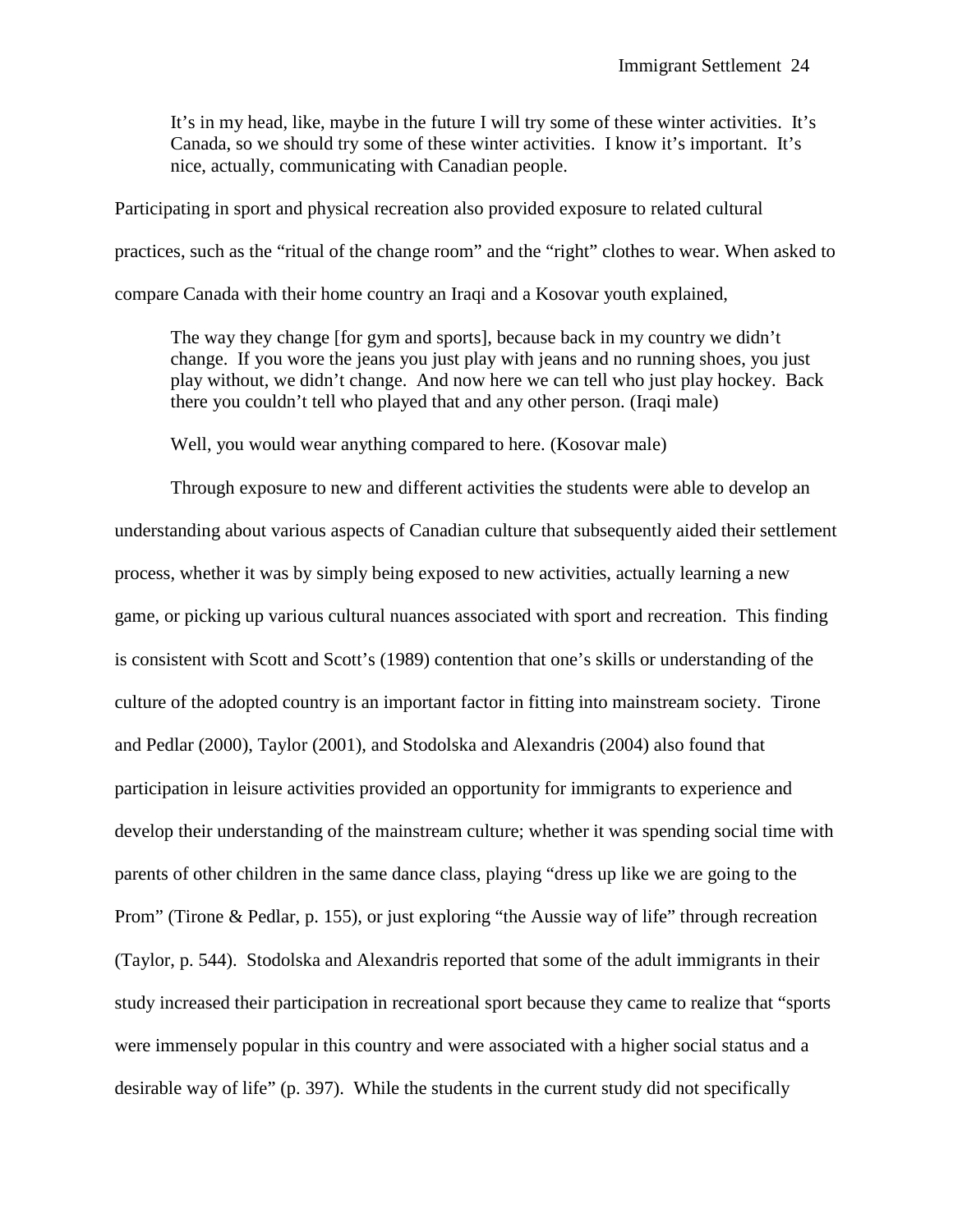> It's in my head, like, maybe in the future I will try some of these winter activities. It's Canada, so we should try some of these winter activities. I know it's important. It's nice, actually, communicating with Canadian people.

Participating in sport and physical recreation also provided exposure to related cultural practices, such as the "ritual of the change room" and the "right" clothes to wear. When asked to compare Canada with their home country an Iraqi and a Kosovar youth explained,

> The way they change [for gym and sports], because back in my country we didn't change. If you wore the jeans you just play with jeans and no running shoes, you just play without, we didn't change. And now here we can tell who just play hockey. Back there you couldn't tell who played that and any other person. (Iraqi male)
>
> Well, you would wear anything compared to here. (Kosovar male)

Through exposure to new and different activities the students were able to develop an understanding about various aspects of Canadian culture that subsequently aided their settlement process, whether it was by simply being exposed to new activities, actually learning a new game, or picking up various cultural nuances associated with sport and recreation. This finding is consistent with Scott and Scott's (1989) contention that one's skills or understanding of the culture of the adopted country is an important factor in fitting into mainstream society. Tirone and Pedlar (2000), Taylor (2001), and Stodolska and Alexandris (2004) also found that participation in leisure activities provided an opportunity for immigrants to experience and develop their understanding of the mainstream culture; whether it was spending social time with parents of other children in the same dance class, playing "dress up like we are going to the Prom" (Tirone & Pedlar, p. 155), or just exploring "the Aussie way of life" through recreation (Taylor, p. 544). Stodolska and Alexandris reported that some of the adult immigrants in their study increased their participation in recreational sport because they came to realize that "sports were immensely popular in this country and were associated with a higher social status and a desirable way of life" (p. 397). While the students in the current study did not specifically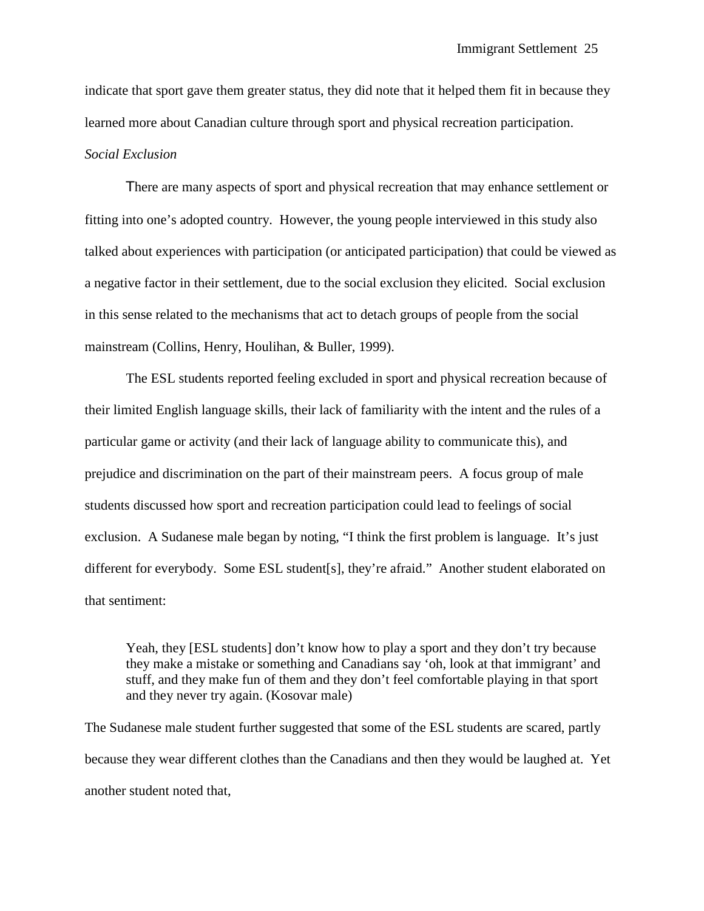indicate that sport gave them greater status, they did note that it helped them fit in because they learned more about Canadian culture through sport and physical recreation participation.

*Social Exclusion*

There are many aspects of sport and physical recreation that may enhance settlement or fitting into one's adopted country. However, the young people interviewed in this study also talked about experiences with participation (or anticipated participation) that could be viewed as a negative factor in their settlement, due to the social exclusion they elicited. Social exclusion in this sense related to the mechanisms that act to detach groups of people from the social mainstream (Collins, Henry, Houlihan, & Buller, 1999).

The ESL students reported feeling excluded in sport and physical recreation because of their limited English language skills, their lack of familiarity with the intent and the rules of a particular game or activity (and their lack of language ability to communicate this), and prejudice and discrimination on the part of their mainstream peers. A focus group of male students discussed how sport and recreation participation could lead to feelings of social exclusion. A Sudanese male began by noting, "I think the first problem is language. It's just different for everybody. Some ESL student[s], they're afraid." Another student elaborated on that sentiment:

> Yeah, they [ESL students] don't know how to play a sport and they don't try because they make a mistake or something and Canadians say 'oh, look at that immigrant' and stuff, and they make fun of them and they don't feel comfortable playing in that sport and they never try again. (Kosovar male)

The Sudanese male student further suggested that some of the ESL students are scared, partly because they wear different clothes than the Canadians and then they would be laughed at. Yet another student noted that,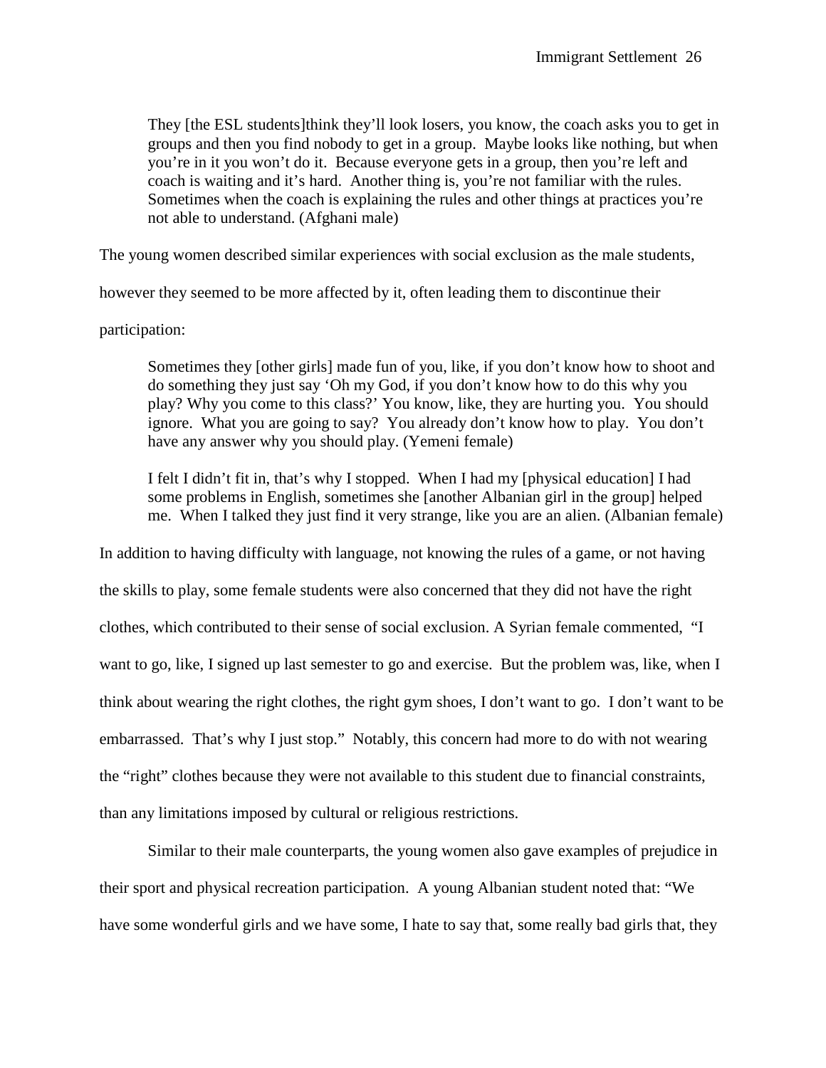> They [the ESL students]think they'll look losers, you know, the coach asks you to get in groups and then you find nobody to get in a group. Maybe looks like nothing, but when you're in it you won't do it. Because everyone gets in a group, then you're left and coach is waiting and it's hard. Another thing is, you're not familiar with the rules. Sometimes when the coach is explaining the rules and other things at practices you're not able to understand. (Afghani male)

The young women described similar experiences with social exclusion as the male students, however they seemed to be more affected by it, often leading them to discontinue their participation:

> Sometimes they [other girls] made fun of you, like, if you don't know how to shoot and do something they just say 'Oh my God, if you don't know how to do this why you play? Why you come to this class?' You know, like, they are hurting you. You should ignore. What you are going to say? You already don't know how to play. You don't have any answer why you should play. (Yemeni female)

> I felt I didn't fit in, that's why I stopped. When I had my [physical education] I had some problems in English, sometimes she [another Albanian girl in the group] helped me. When I talked they just find it very strange, like you are an alien. (Albanian female)

In addition to having difficulty with language, not knowing the rules of a game, or not having the skills to play, some female students were also concerned that they did not have the right clothes, which contributed to their sense of social exclusion. A Syrian female commented, "I want to go, like, I signed up last semester to go and exercise. But the problem was, like, when I think about wearing the right clothes, the right gym shoes, I don't want to go. I don't want to be embarrassed. That's why I just stop." Notably, this concern had more to do with not wearing the "right" clothes because they were not available to this student due to financial constraints, than any limitations imposed by cultural or religious restrictions.

Similar to their male counterparts, the young women also gave examples of prejudice in their sport and physical recreation participation. A young Albanian student noted that: "We have some wonderful girls and we have some, I hate to say that, some really bad girls that, they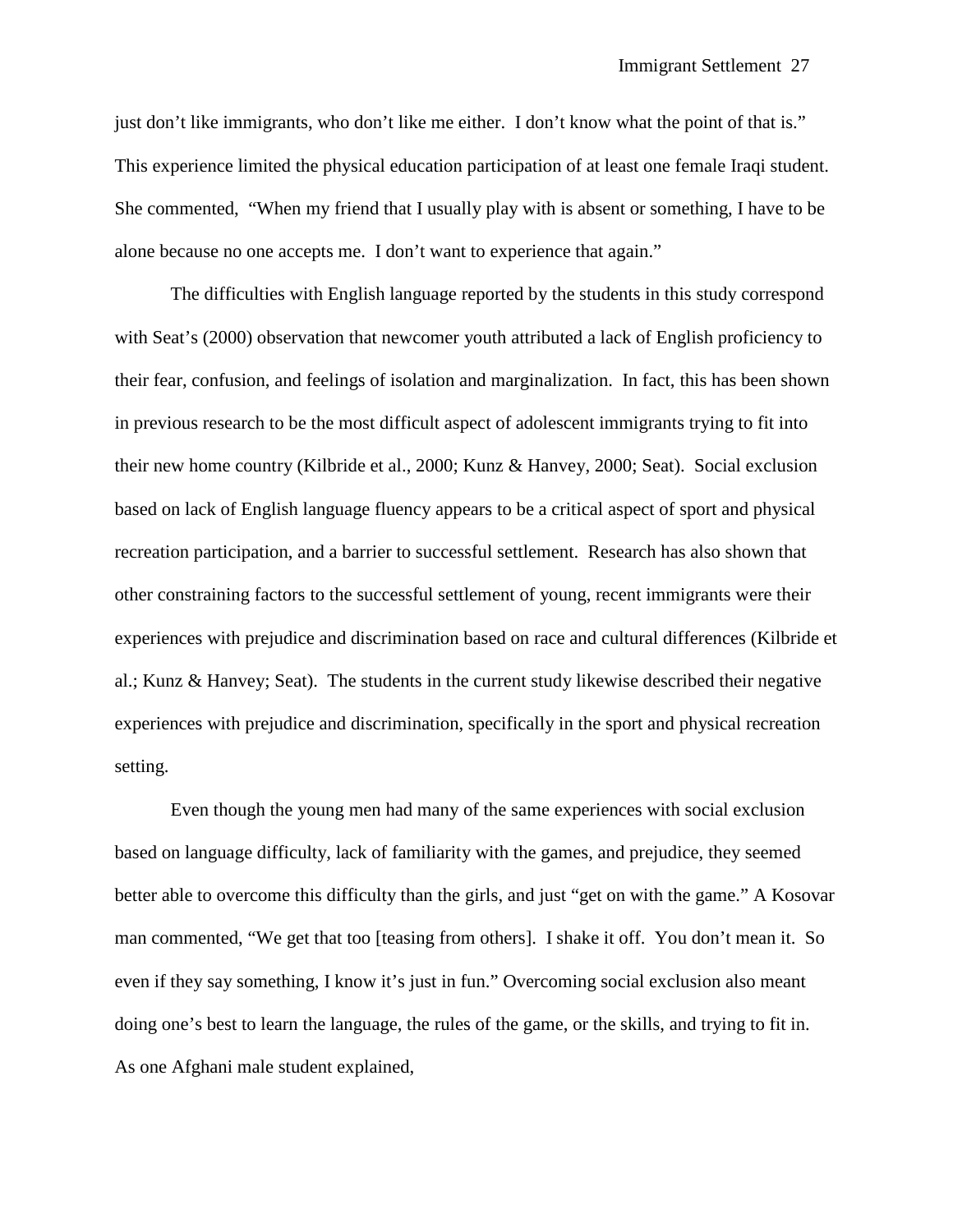just don't like immigrants, who don't like me either. I don't know what the point of that is." This experience limited the physical education participation of at least one female Iraqi student. She commented, "When my friend that I usually play with is absent or something, I have to be alone because no one accepts me. I don't want to experience that again."

The difficulties with English language reported by the students in this study correspond with Seat's (2000) observation that newcomer youth attributed a lack of English proficiency to their fear, confusion, and feelings of isolation and marginalization. In fact, this has been shown in previous research to be the most difficult aspect of adolescent immigrants trying to fit into their new home country (Kilbride et al., 2000; Kunz & Hanvey, 2000; Seat). Social exclusion based on lack of English language fluency appears to be a critical aspect of sport and physical recreation participation, and a barrier to successful settlement. Research has also shown that other constraining factors to the successful settlement of young, recent immigrants were their experiences with prejudice and discrimination based on race and cultural differences (Kilbride et al.; Kunz & Hanvey; Seat). The students in the current study likewise described their negative experiences with prejudice and discrimination, specifically in the sport and physical recreation setting.

Even though the young men had many of the same experiences with social exclusion based on language difficulty, lack of familiarity with the games, and prejudice, they seemed better able to overcome this difficulty than the girls, and just "get on with the game." A Kosovar man commented, "We get that too [teasing from others]. I shake it off. You don't mean it. So even if they say something, I know it's just in fun." Overcoming social exclusion also meant doing one's best to learn the language, the rules of the game, or the skills, and trying to fit in. As one Afghani male student explained,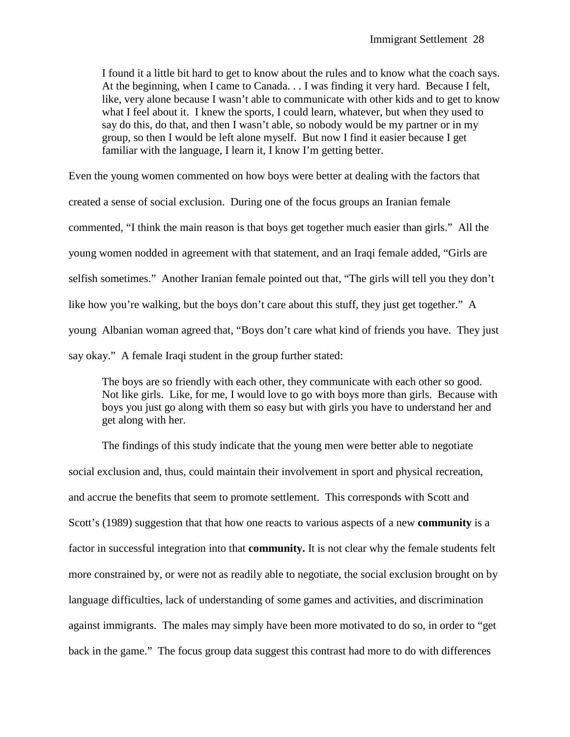> I found it a little bit hard to get to know about the rules and to know what the coach says. At the beginning, when I came to Canada. . . I was finding it very hard. Because I felt, like, very alone because I wasn't able to communicate with other kids and to get to know what I feel about it. I knew the sports, I could learn, whatever, but when they used to say do this, do that, and then I wasn't able, so nobody would be my partner or in my group, so then I would be left alone myself. But now I find it easier because I get familiar with the language, I learn it, I know I'm getting better.

Even the young women commented on how boys were better at dealing with the factors that created a sense of social exclusion. During one of the focus groups an Iranian female commented, "I think the main reason is that boys get together much easier than girls." All the young women nodded in agreement with that statement, and an Iraqi female added, "Girls are selfish sometimes." Another Iranian female pointed out that, "The girls will tell you they don't like how you're walking, but the boys don't care about this stuff, they just get together." A young Albanian woman agreed that, "Boys don't care what kind of friends you have. They just say okay." A female Iraqi student in the group further stated:

> The boys are so friendly with each other, they communicate with each other so good. Not like girls. Like, for me, I would love to go with boys more than girls. Because with boys you just go along with them so easy but with girls you have to understand her and get along with her.

The findings of this study indicate that the young men were better able to negotiate social exclusion and, thus, could maintain their involvement in sport and physical recreation, and accrue the benefits that seem to promote settlement. This corresponds with Scott and Scott's (1989) suggestion that that how one reacts to various aspects of a new **community** is a factor in successful integration into that **community.** It is not clear why the female students felt more constrained by, or were not as readily able to negotiate, the social exclusion brought on by language difficulties, lack of understanding of some games and activities, and discrimination against immigrants. The males may simply have been more motivated to do so, in order to "get back in the game." The focus group data suggest this contrast had more to do with differences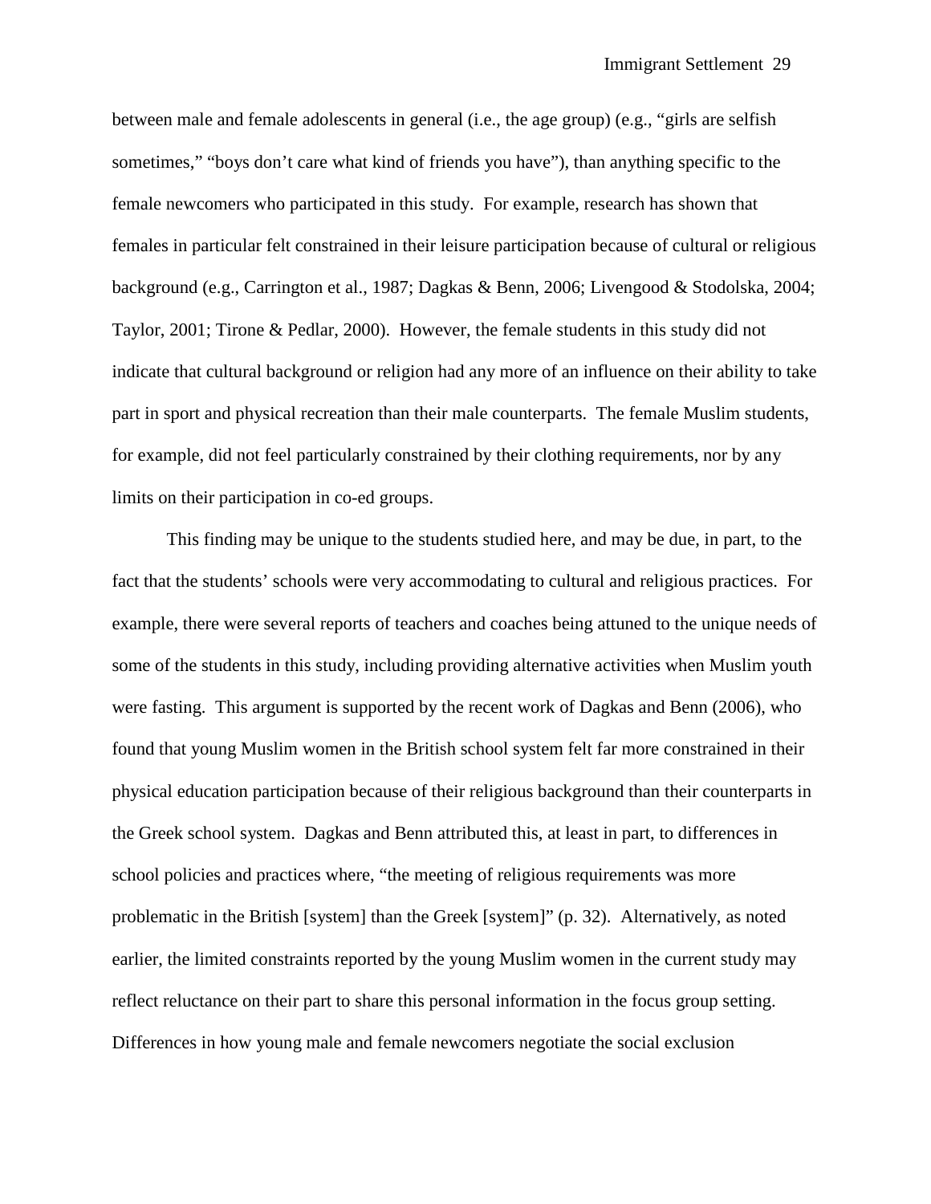between male and female adolescents in general (i.e., the age group) (e.g., "girls are selfish sometimes," "boys don't care what kind of friends you have"), than anything specific to the female newcomers who participated in this study. For example, research has shown that females in particular felt constrained in their leisure participation because of cultural or religious background (e.g., Carrington et al., 1987; Dagkas & Benn, 2006; Livengood & Stodolska, 2004; Taylor, 2001; Tirone & Pedlar, 2000). However, the female students in this study did not indicate that cultural background or religion had any more of an influence on their ability to take part in sport and physical recreation than their male counterparts. The female Muslim students, for example, did not feel particularly constrained by their clothing requirements, nor by any limits on their participation in co-ed groups.

This finding may be unique to the students studied here, and may be due, in part, to the fact that the students' schools were very accommodating to cultural and religious practices. For example, there were several reports of teachers and coaches being attuned to the unique needs of some of the students in this study, including providing alternative activities when Muslim youth were fasting. This argument is supported by the recent work of Dagkas and Benn (2006), who found that young Muslim women in the British school system felt far more constrained in their physical education participation because of their religious background than their counterparts in the Greek school system. Dagkas and Benn attributed this, at least in part, to differences in school policies and practices where, "the meeting of religious requirements was more problematic in the British [system] than the Greek [system]" (p. 32). Alternatively, as noted earlier, the limited constraints reported by the young Muslim women in the current study may reflect reluctance on their part to share this personal information in the focus group setting. Differences in how young male and female newcomers negotiate the social exclusion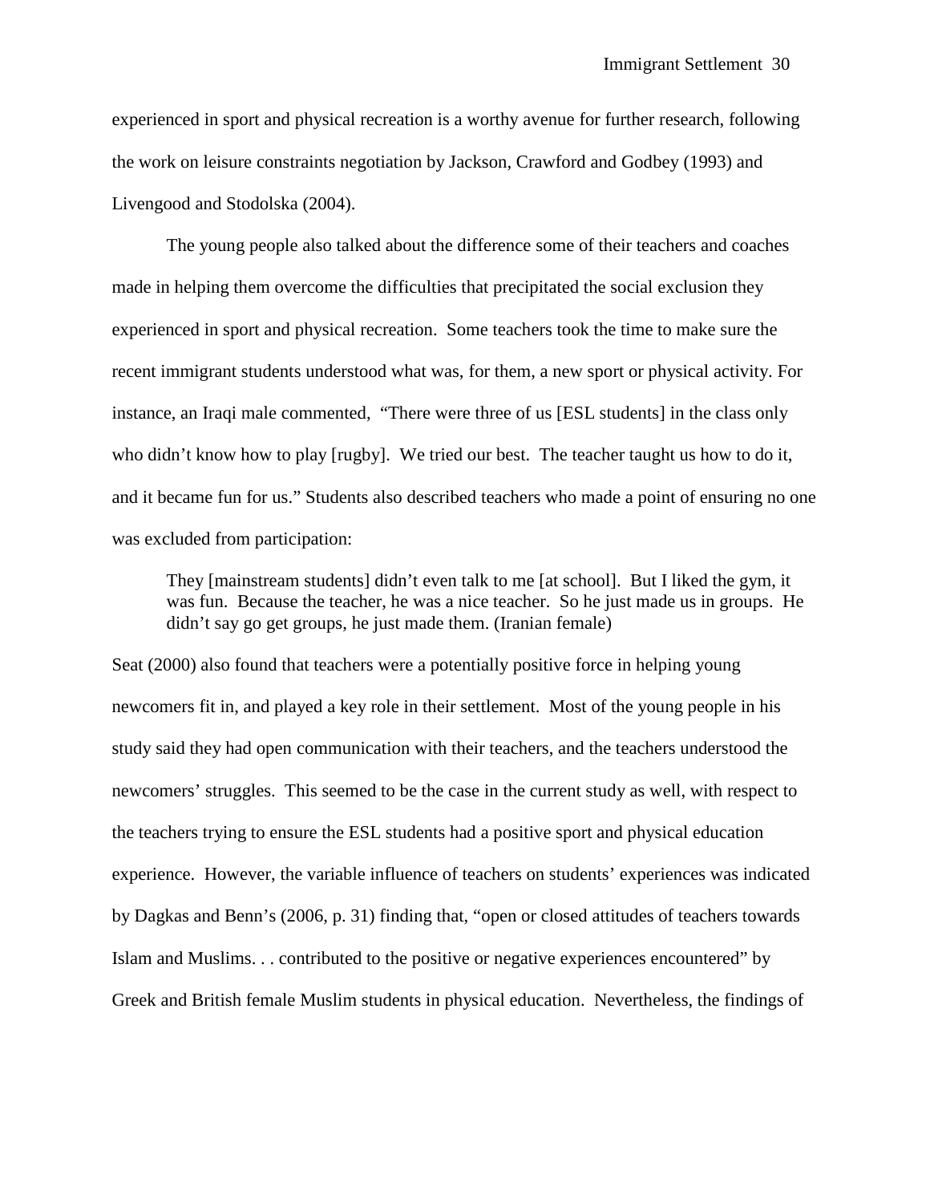experienced in sport and physical recreation is a worthy avenue for further research, following the work on leisure constraints negotiation by Jackson, Crawford and Godbey (1993) and Livengood and Stodolska (2004).

The young people also talked about the difference some of their teachers and coaches made in helping them overcome the difficulties that precipitated the social exclusion they experienced in sport and physical recreation. Some teachers took the time to make sure the recent immigrant students understood what was, for them, a new sport or physical activity. For instance, an Iraqi male commented, "There were three of us [ESL students] in the class only who didn't know how to play [rugby]. We tried our best. The teacher taught us how to do it, and it became fun for us." Students also described teachers who made a point of ensuring no one was excluded from participation:

> They [mainstream students] didn't even talk to me [at school]. But I liked the gym, it was fun. Because the teacher, he was a nice teacher. So he just made us in groups. He didn't say go get groups, he just made them. (Iranian female)

Seat (2000) also found that teachers were a potentially positive force in helping young newcomers fit in, and played a key role in their settlement. Most of the young people in his study said they had open communication with their teachers, and the teachers understood the newcomers' struggles. This seemed to be the case in the current study as well, with respect to the teachers trying to ensure the ESL students had a positive sport and physical education experience. However, the variable influence of teachers on students' experiences was indicated by Dagkas and Benn's (2006, p. 31) finding that, "open or closed attitudes of teachers towards Islam and Muslims. . . contributed to the positive or negative experiences encountered" by Greek and British female Muslim students in physical education. Nevertheless, the findings of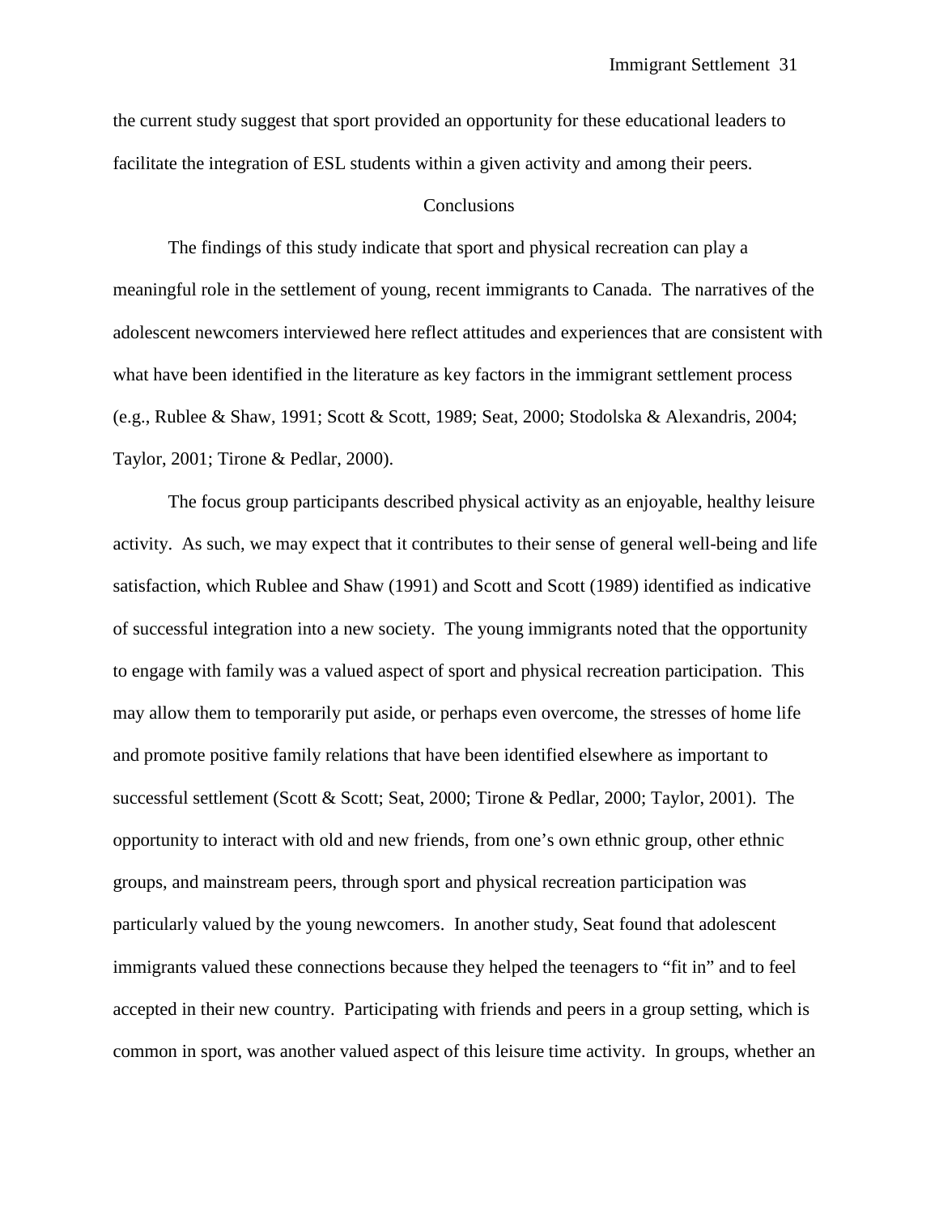the current study suggest that sport provided an opportunity for these educational leaders to facilitate the integration of ESL students within a given activity and among their peers.

## Conclusions

The findings of this study indicate that sport and physical recreation can play a meaningful role in the settlement of young, recent immigrants to Canada. The narratives of the adolescent newcomers interviewed here reflect attitudes and experiences that are consistent with what have been identified in the literature as key factors in the immigrant settlement process (e.g., Rublee & Shaw, 1991; Scott & Scott, 1989; Seat, 2000; Stodolska & Alexandris, 2004; Taylor, 2001; Tirone & Pedlar, 2000).

The focus group participants described physical activity as an enjoyable, healthy leisure activity. As such, we may expect that it contributes to their sense of general well-being and life satisfaction, which Rublee and Shaw (1991) and Scott and Scott (1989) identified as indicative of successful integration into a new society. The young immigrants noted that the opportunity to engage with family was a valued aspect of sport and physical recreation participation. This may allow them to temporarily put aside, or perhaps even overcome, the stresses of home life and promote positive family relations that have been identified elsewhere as important to successful settlement (Scott & Scott; Seat, 2000; Tirone & Pedlar, 2000; Taylor, 2001). The opportunity to interact with old and new friends, from one's own ethnic group, other ethnic groups, and mainstream peers, through sport and physical recreation participation was particularly valued by the young newcomers. In another study, Seat found that adolescent immigrants valued these connections because they helped the teenagers to "fit in" and to feel accepted in their new country. Participating with friends and peers in a group setting, which is common in sport, was another valued aspect of this leisure time activity. In groups, whether an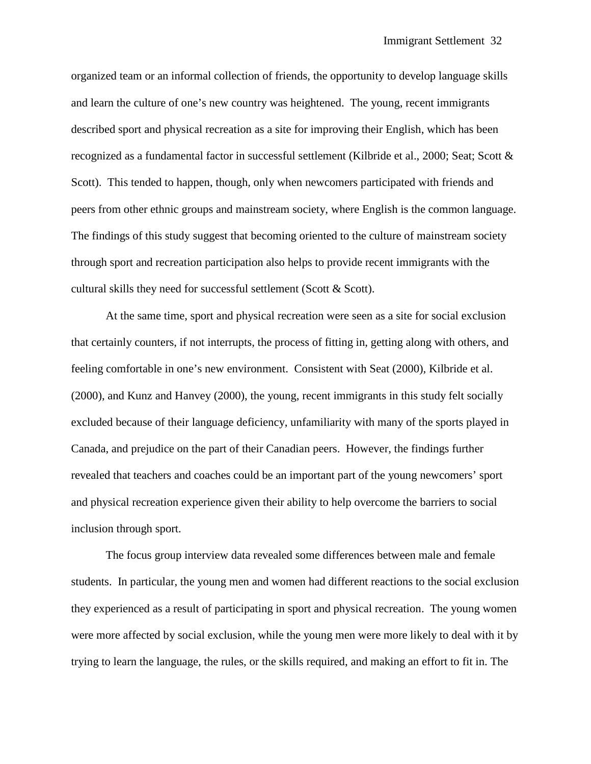organized team or an informal collection of friends, the opportunity to develop language skills and learn the culture of one's new country was heightened. The young, recent immigrants described sport and physical recreation as a site for improving their English, which has been recognized as a fundamental factor in successful settlement (Kilbride et al., 2000; Seat; Scott & Scott). This tended to happen, though, only when newcomers participated with friends and peers from other ethnic groups and mainstream society, where English is the common language. The findings of this study suggest that becoming oriented to the culture of mainstream society through sport and recreation participation also helps to provide recent immigrants with the cultural skills they need for successful settlement (Scott & Scott).

At the same time, sport and physical recreation were seen as a site for social exclusion that certainly counters, if not interrupts, the process of fitting in, getting along with others, and feeling comfortable in one's new environment. Consistent with Seat (2000), Kilbride et al. (2000), and Kunz and Hanvey (2000), the young, recent immigrants in this study felt socially excluded because of their language deficiency, unfamiliarity with many of the sports played in Canada, and prejudice on the part of their Canadian peers. However, the findings further revealed that teachers and coaches could be an important part of the young newcomers' sport and physical recreation experience given their ability to help overcome the barriers to social inclusion through sport.

The focus group interview data revealed some differences between male and female students. In particular, the young men and women had different reactions to the social exclusion they experienced as a result of participating in sport and physical recreation. The young women were more affected by social exclusion, while the young men were more likely to deal with it by trying to learn the language, the rules, or the skills required, and making an effort to fit in. The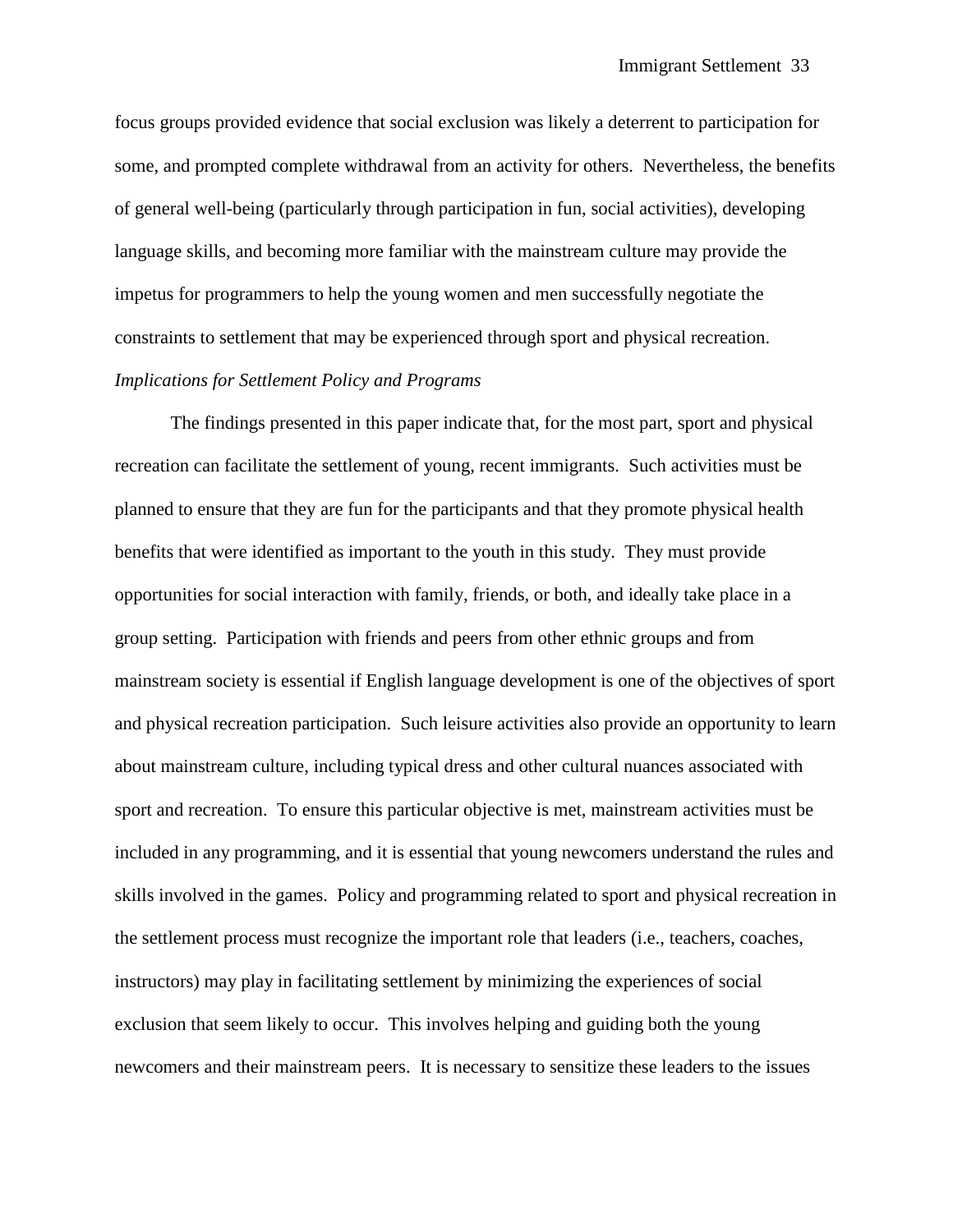focus groups provided evidence that social exclusion was likely a deterrent to participation for some, and prompted complete withdrawal from an activity for others. Nevertheless, the benefits of general well-being (particularly through participation in fun, social activities), developing language skills, and becoming more familiar with the mainstream culture may provide the impetus for programmers to help the young women and men successfully negotiate the constraints to settlement that may be experienced through sport and physical recreation.

*Implications for Settlement Policy and Programs*

The findings presented in this paper indicate that, for the most part, sport and physical recreation can facilitate the settlement of young, recent immigrants. Such activities must be planned to ensure that they are fun for the participants and that they promote physical health benefits that were identified as important to the youth in this study. They must provide opportunities for social interaction with family, friends, or both, and ideally take place in a group setting. Participation with friends and peers from other ethnic groups and from mainstream society is essential if English language development is one of the objectives of sport and physical recreation participation. Such leisure activities also provide an opportunity to learn about mainstream culture, including typical dress and other cultural nuances associated with sport and recreation. To ensure this particular objective is met, mainstream activities must be included in any programming, and it is essential that young newcomers understand the rules and skills involved in the games. Policy and programming related to sport and physical recreation in the settlement process must recognize the important role that leaders (i.e., teachers, coaches, instructors) may play in facilitating settlement by minimizing the experiences of social exclusion that seem likely to occur. This involves helping and guiding both the young newcomers and their mainstream peers. It is necessary to sensitize these leaders to the issues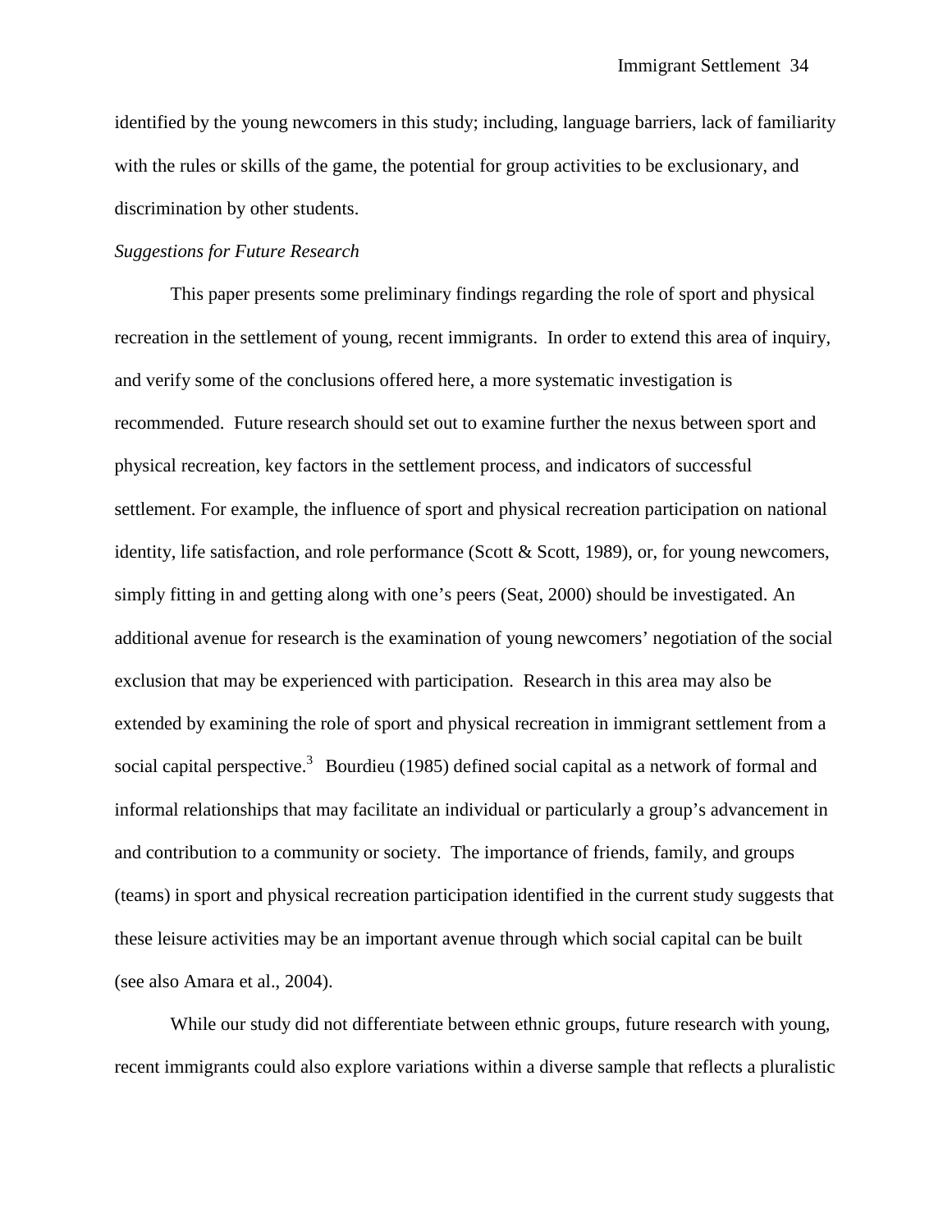identified by the young newcomers in this study; including, language barriers, lack of familiarity with the rules or skills of the game, the potential for group activities to be exclusionary, and discrimination by other students.

*Suggestions for Future Research*

This paper presents some preliminary findings regarding the role of sport and physical recreation in the settlement of young, recent immigrants. In order to extend this area of inquiry, and verify some of the conclusions offered here, a more systematic investigation is recommended. Future research should set out to examine further the nexus between sport and physical recreation, key factors in the settlement process, and indicators of successful settlement. For example, the influence of sport and physical recreation participation on national identity, life satisfaction, and role performance (Scott & Scott, 1989), or, for young newcomers, simply fitting in and getting along with one's peers (Seat, 2000) should be investigated. An additional avenue for research is the examination of young newcomers' negotiation of the social exclusion that may be experienced with participation. Research in this area may also be extended by examining the role of sport and physical recreation in immigrant settlement from a social capital perspective.[3] Bourdieu (1985) defined social capital as a network of formal and informal relationships that may facilitate an individual or particularly a group's advancement in and contribution to a community or society. The importance of friends, family, and groups (teams) in sport and physical recreation participation identified in the current study suggests that these leisure activities may be an important avenue through which social capital can be built (see also Amara et al., 2004).

While our study did not differentiate between ethnic groups, future research with young, recent immigrants could also explore variations within a diverse sample that reflects a pluralistic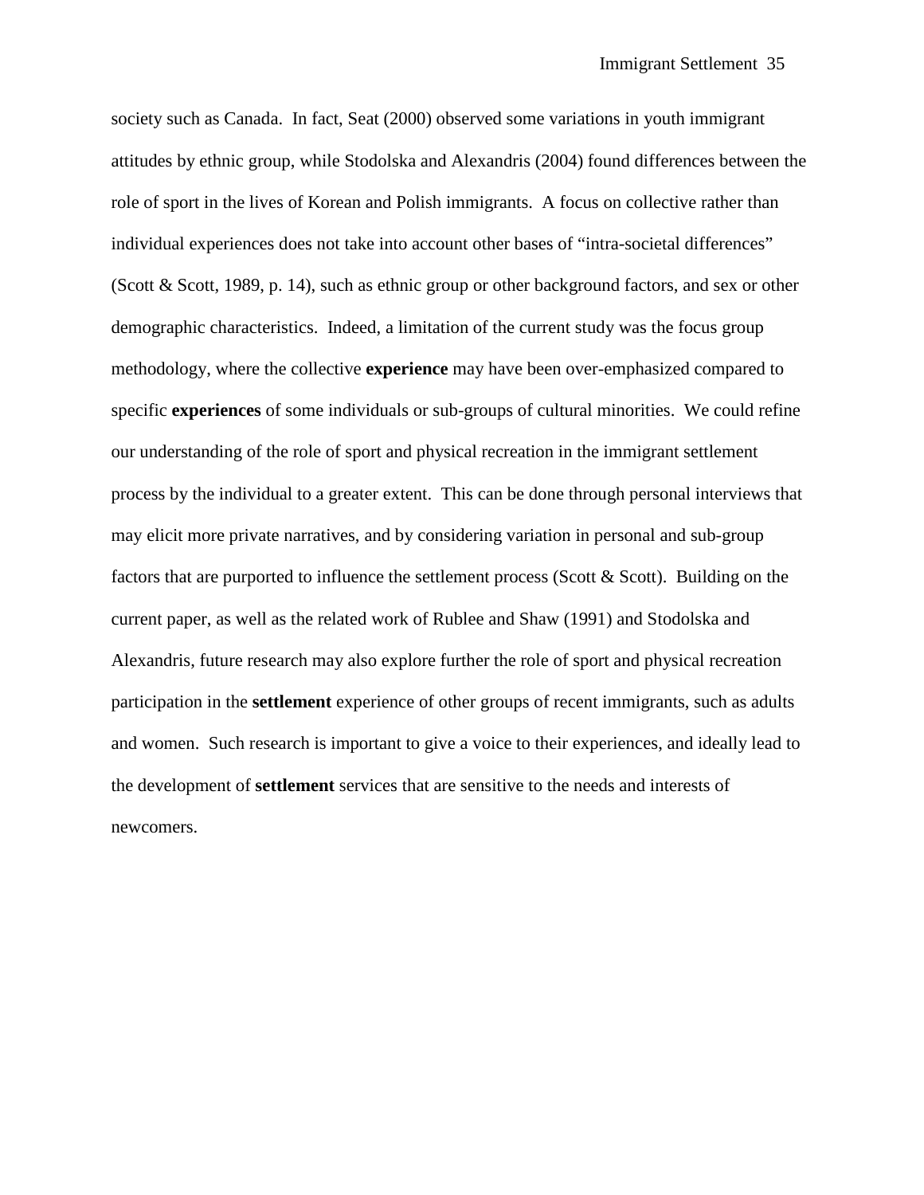society such as Canada. In fact, Seat (2000) observed some variations in youth immigrant attitudes by ethnic group, while Stodolska and Alexandris (2004) found differences between the role of sport in the lives of Korean and Polish immigrants. A focus on collective rather than individual experiences does not take into account other bases of "intra-societal differences" (Scott & Scott, 1989, p. 14), such as ethnic group or other background factors, and sex or other demographic characteristics. Indeed, a limitation of the current study was the focus group methodology, where the collective **experience** may have been over-emphasized compared to specific **experiences** of some individuals or sub-groups of cultural minorities. We could refine our understanding of the role of sport and physical recreation in the immigrant settlement process by the individual to a greater extent. This can be done through personal interviews that may elicit more private narratives, and by considering variation in personal and sub-group factors that are purported to influence the settlement process (Scott & Scott). Building on the current paper, as well as the related work of Rublee and Shaw (1991) and Stodolska and Alexandris, future research may also explore further the role of sport and physical recreation participation in the **settlement** experience of other groups of recent immigrants, such as adults and women. Such research is important to give a voice to their experiences, and ideally lead to the development of **settlement** services that are sensitive to the needs and interests of newcomers.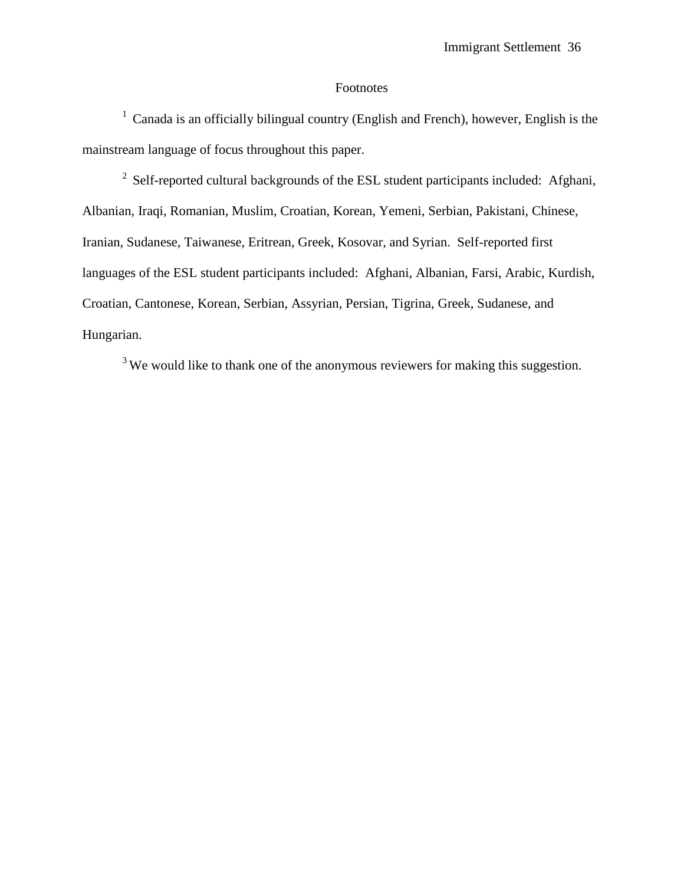# Footnotes

[1] Canada is an officially bilingual country (English and French), however, English is the mainstream language of focus throughout this paper.

[2] Self-reported cultural backgrounds of the ESL student participants included: Afghani, Albanian, Iraqi, Romanian, Muslim, Croatian, Korean, Yemeni, Serbian, Pakistani, Chinese, Iranian, Sudanese, Taiwanese, Eritrean, Greek, Kosovar, and Syrian. Self-reported first languages of the ESL student participants included: Afghani, Albanian, Farsi, Arabic, Kurdish, Croatian, Cantonese, Korean, Serbian, Assyrian, Persian, Tigrina, Greek, Sudanese, and Hungarian.

[3] We would like to thank one of the anonymous reviewers for making this suggestion.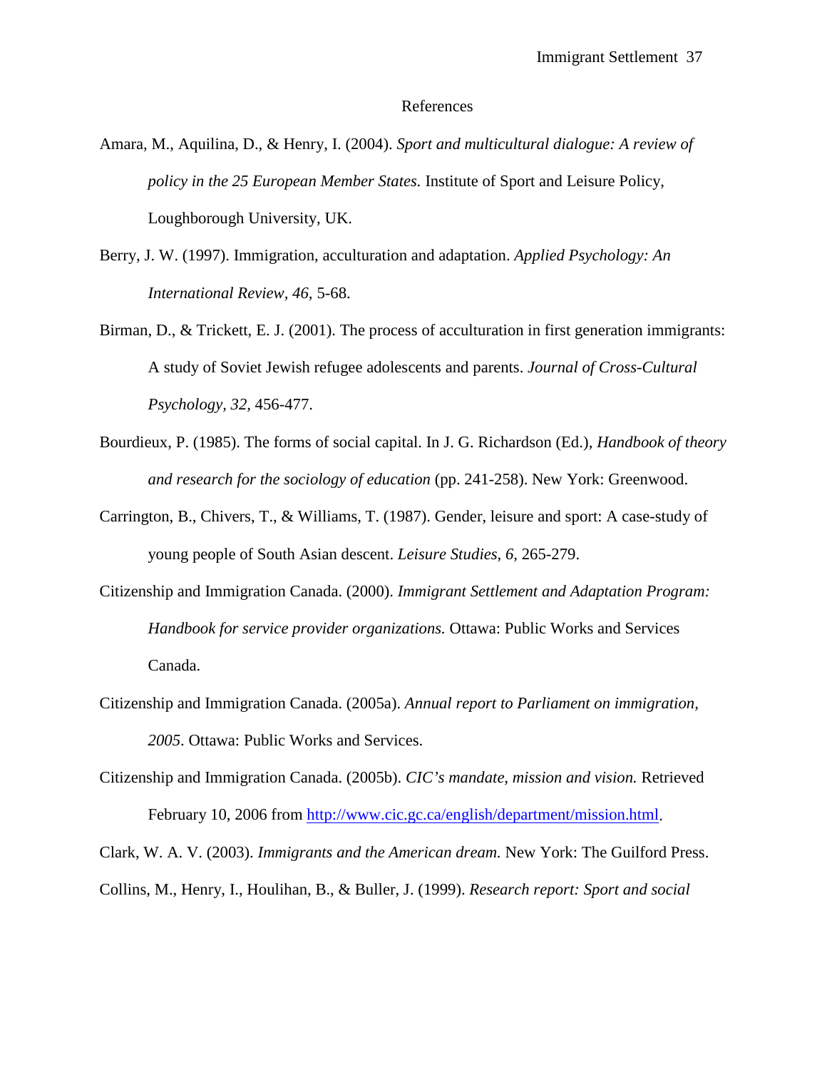# References

Amara, M., Aquilina, D., & Henry, I. (2004). *Sport and multicultural dialogue: A review of policy in the 25 European Member States.* Institute of Sport and Leisure Policy, Loughborough University, UK.

Berry, J. W. (1997). Immigration, acculturation and adaptation. *Applied Psychology: An International Review, 46,* 5-68.

Birman, D., & Trickett, E. J. (2001). The process of acculturation in first generation immigrants: A study of Soviet Jewish refugee adolescents and parents. *Journal of Cross-Cultural Psychology, 32,* 456-477.

Bourdieux, P. (1985). The forms of social capital. In J. G. Richardson (Ed.), *Handbook of theory and research for the sociology of education* (pp. 241-258). New York: Greenwood.

Carrington, B., Chivers, T., & Williams, T. (1987). Gender, leisure and sport: A case-study of young people of South Asian descent. *Leisure Studies, 6,* 265-279.

Citizenship and Immigration Canada. (2000). *Immigrant Settlement and Adaptation Program: Handbook for service provider organizations.* Ottawa: Public Works and Services Canada.

Citizenship and Immigration Canada. (2005a). *Annual report to Parliament on immigration, 2005*. Ottawa: Public Works and Services.

Citizenship and Immigration Canada. (2005b). *CIC's mandate, mission and vision.* Retrieved February 10, 2006 from http://www.cic.gc.ca/english/department/mission.html.

Clark, W. A. V. (2003). *Immigrants and the American dream.* New York: The Guilford Press.

Collins, M., Henry, I., Houlihan, B., & Buller, J. (1999). *Research report: Sport and social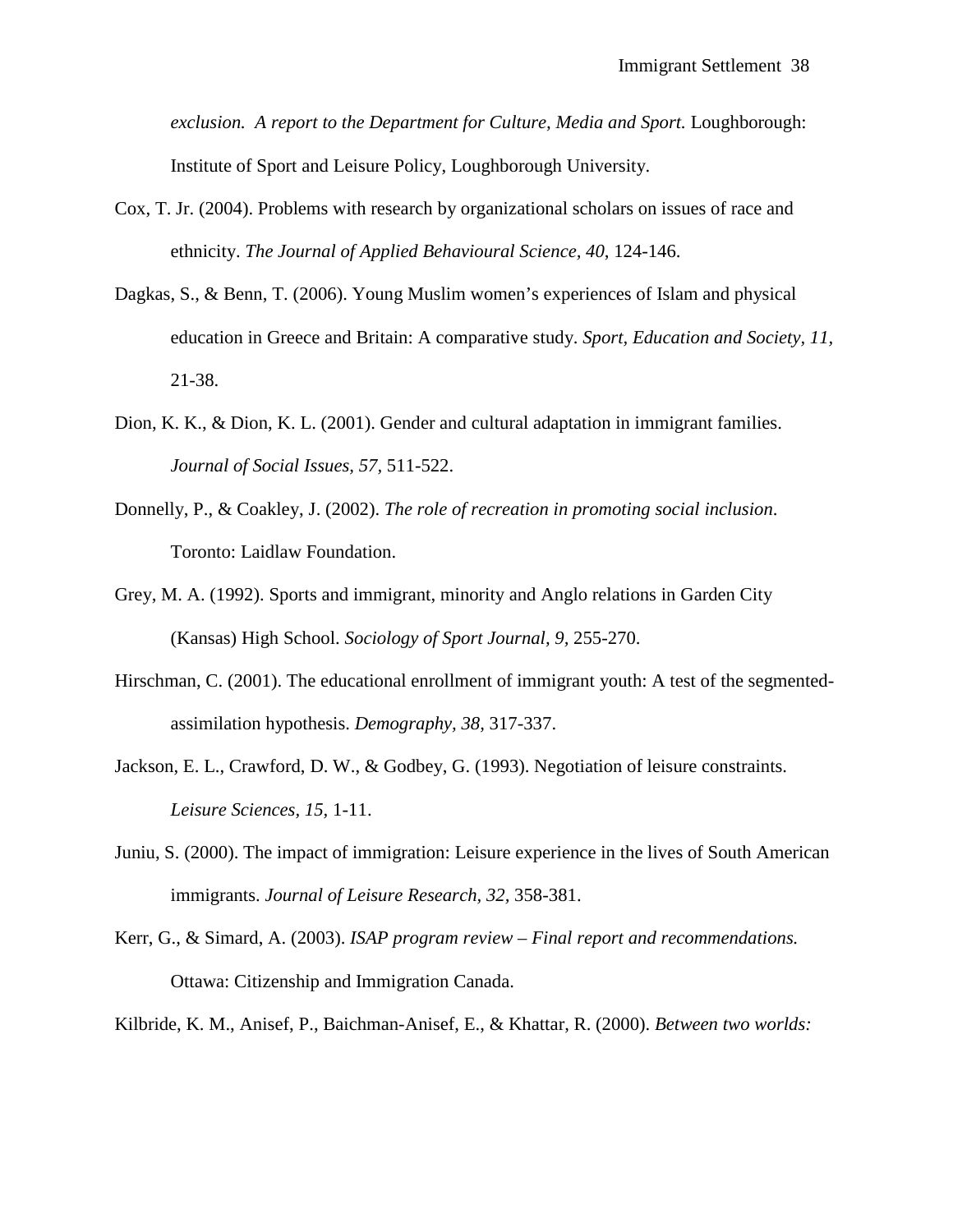*exclusion. A report to the Department for Culture, Media and Sport.* Loughborough: Institute of Sport and Leisure Policy, Loughborough University.

Cox, T. Jr. (2004). Problems with research by organizational scholars on issues of race and ethnicity. *The Journal of Applied Behavioural Science, 40*, 124-146.

Dagkas, S., & Benn, T. (2006). Young Muslim women's experiences of Islam and physical education in Greece and Britain: A comparative study. *Sport, Education and Society, 11*, 21-38.

Dion, K. K., & Dion, K. L. (2001). Gender and cultural adaptation in immigrant families. *Journal of Social Issues, 57*, 511-522.

Donnelly, P., & Coakley, J. (2002). *The role of recreation in promoting social inclusion*. Toronto: Laidlaw Foundation.

Grey, M. A. (1992). Sports and immigrant, minority and Anglo relations in Garden City (Kansas) High School. *Sociology of Sport Journal, 9*, 255-270.

Hirschman, C. (2001). The educational enrollment of immigrant youth: A test of the segmented-assimilation hypothesis. *Demography, 38*, 317-337.

Jackson, E. L., Crawford, D. W., & Godbey, G. (1993). Negotiation of leisure constraints. *Leisure Sciences, 15*, 1-11.

Juniu, S. (2000). The impact of immigration: Leisure experience in the lives of South American immigrants. *Journal of Leisure Research, 32*, 358-381.

Kerr, G., & Simard, A. (2003). *ISAP program review – Final report and recommendations.* Ottawa: Citizenship and Immigration Canada.

Kilbride, K. M., Anisef, P., Baichman-Anisef, E., & Khattar, R. (2000). *Between two worlds:*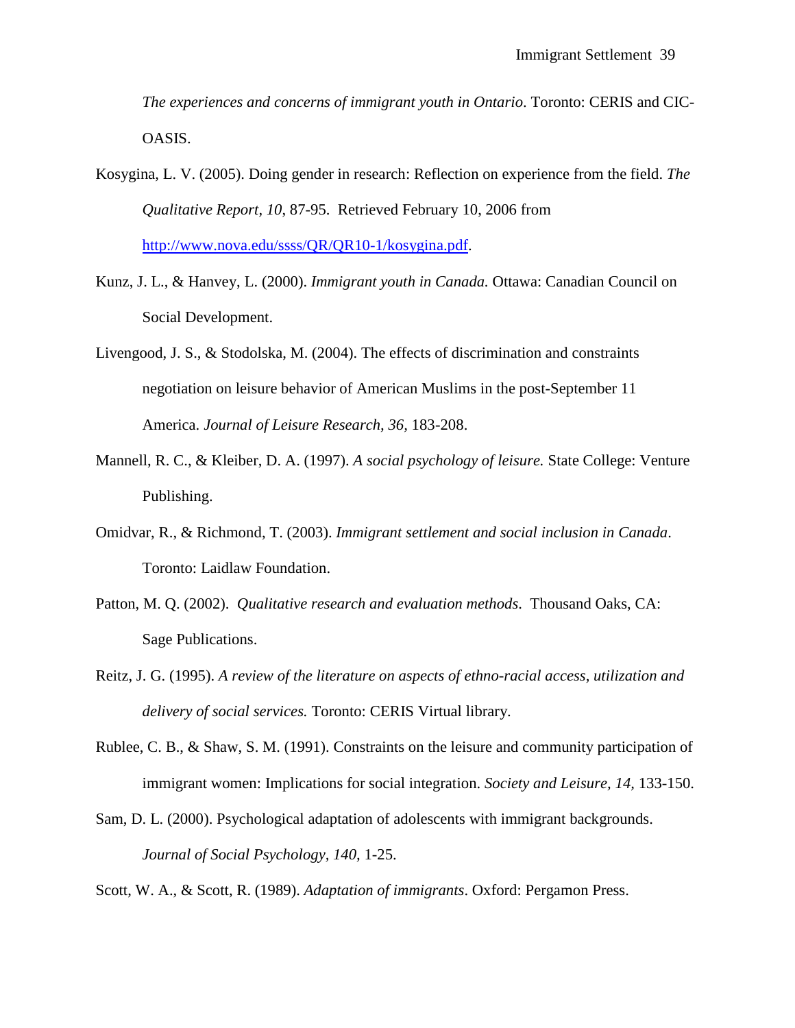*The experiences and concerns of immigrant youth in Ontario*. Toronto: CERIS and CIC-OASIS.

Kosygina, L. V. (2005). Doing gender in research: Reflection on experience from the field. *The Qualitative Report, 10*, 87-95. Retrieved February 10, 2006 from http://www.nova.edu/ssss/QR/QR10-1/kosygina.pdf.

Kunz, J. L., & Hanvey, L. (2000). *Immigrant youth in Canada.* Ottawa: Canadian Council on Social Development.

Livengood, J. S., & Stodolska, M. (2004). The effects of discrimination and constraints negotiation on leisure behavior of American Muslims in the post-September 11 America. *Journal of Leisure Research, 36,* 183-208.

Mannell, R. C., & Kleiber, D. A. (1997). *A social psychology of leisure.* State College: Venture Publishing.

Omidvar, R., & Richmond, T. (2003). *Immigrant settlement and social inclusion in Canada*. Toronto: Laidlaw Foundation.

Patton, M. Q. (2002). *Qualitative research and evaluation methods*. Thousand Oaks, CA: Sage Publications.

Reitz, J. G. (1995). *A review of the literature on aspects of ethno-racial access, utilization and delivery of social services.* Toronto: CERIS Virtual library.

Rublee, C. B., & Shaw, S. M. (1991). Constraints on the leisure and community participation of immigrant women: Implications for social integration. *Society and Leisure, 14,* 133-150.

Sam, D. L. (2000). Psychological adaptation of adolescents with immigrant backgrounds. *Journal of Social Psychology, 140,* 1-25.

Scott, W. A., & Scott, R. (1989). *Adaptation of immigrants*. Oxford: Pergamon Press.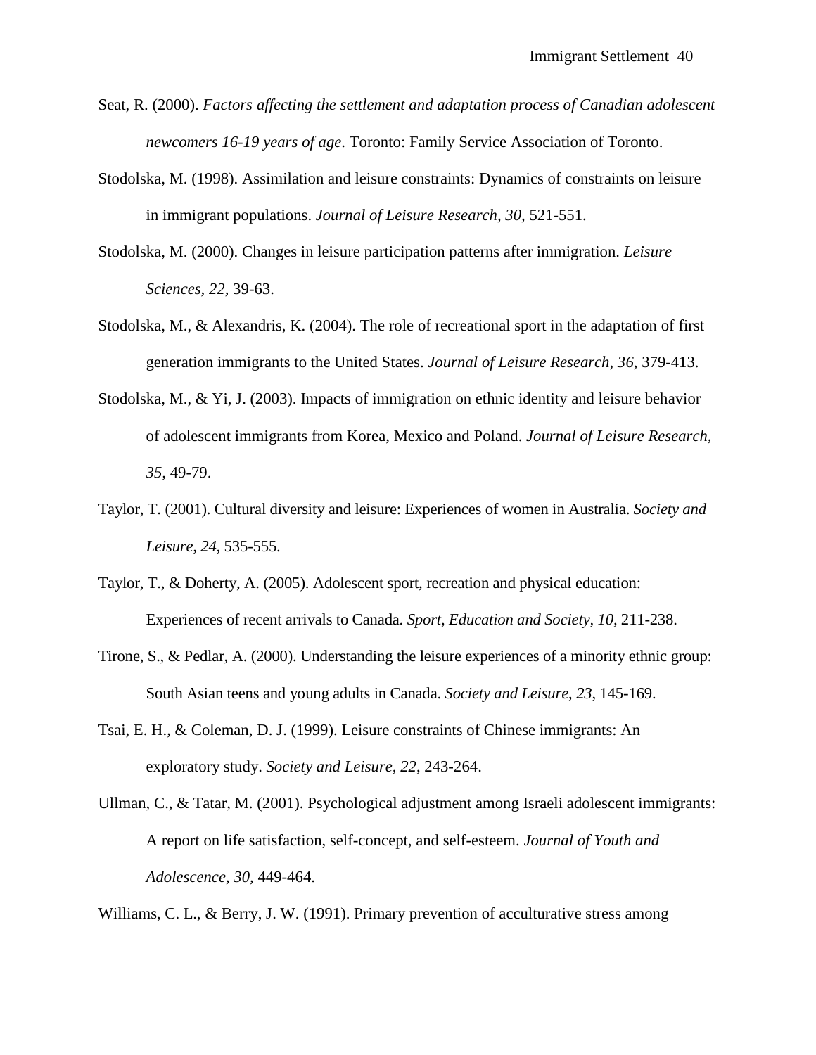Seat, R. (2000). *Factors affecting the settlement and adaptation process of Canadian adolescent newcomers 16-19 years of age*. Toronto: Family Service Association of Toronto.

Stodolska, M. (1998). Assimilation and leisure constraints: Dynamics of constraints on leisure in immigrant populations. *Journal of Leisure Research, 30,* 521-551.

Stodolska, M. (2000). Changes in leisure participation patterns after immigration. *Leisure Sciences, 22,* 39-63.

Stodolska, M., & Alexandris, K. (2004). The role of recreational sport in the adaptation of first generation immigrants to the United States. *Journal of Leisure Research, 36*, 379-413.

Stodolska, M., & Yi, J. (2003). Impacts of immigration on ethnic identity and leisure behavior of adolescent immigrants from Korea, Mexico and Poland. *Journal of Leisure Research, 35*, 49-79.

Taylor, T. (2001). Cultural diversity and leisure: Experiences of women in Australia. *Society and Leisure, 24*, 535-555.

Taylor, T., & Doherty, A. (2005). Adolescent sport, recreation and physical education: Experiences of recent arrivals to Canada. *Sport, Education and Society, 10,* 211-238.

Tirone, S., & Pedlar, A. (2000). Understanding the leisure experiences of a minority ethnic group: South Asian teens and young adults in Canada. *Society and Leisure, 23*, 145-169.

Tsai, E. H., & Coleman, D. J. (1999). Leisure constraints of Chinese immigrants: An exploratory study. *Society and Leisure, 22*, 243-264.

Ullman, C., & Tatar, M. (2001). Psychological adjustment among Israeli adolescent immigrants: A report on life satisfaction, self-concept, and self-esteem. *Journal of Youth and Adolescence, 30,* 449-464.

Williams, C. L., & Berry, J. W. (1991). Primary prevention of acculturative stress among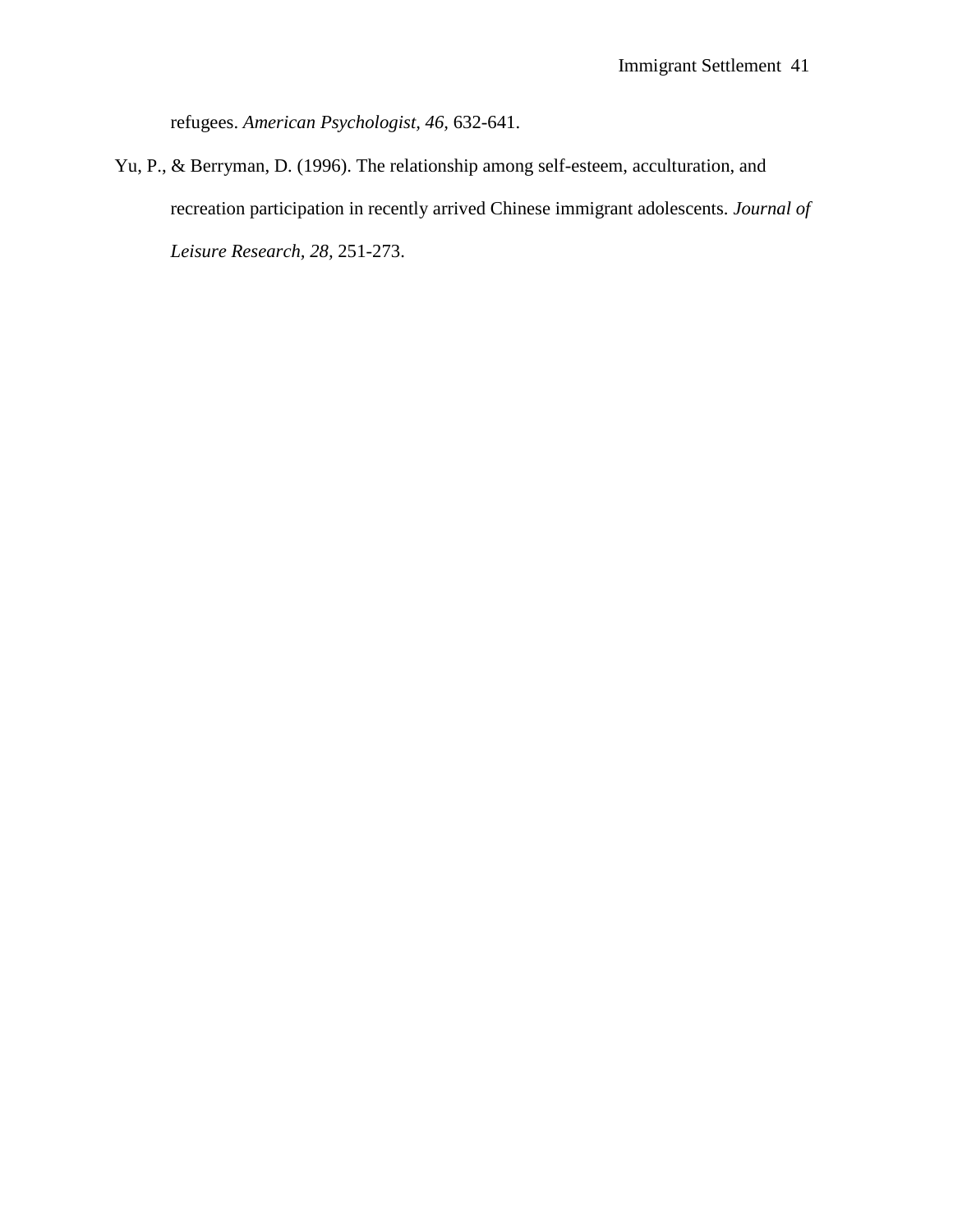refugees. *American Psychologist, 46,* 632-641.

Yu, P., & Berryman, D. (1996). The relationship among self-esteem, acculturation, and recreation participation in recently arrived Chinese immigrant adolescents. *Journal of Leisure Research, 28,* 251-273.